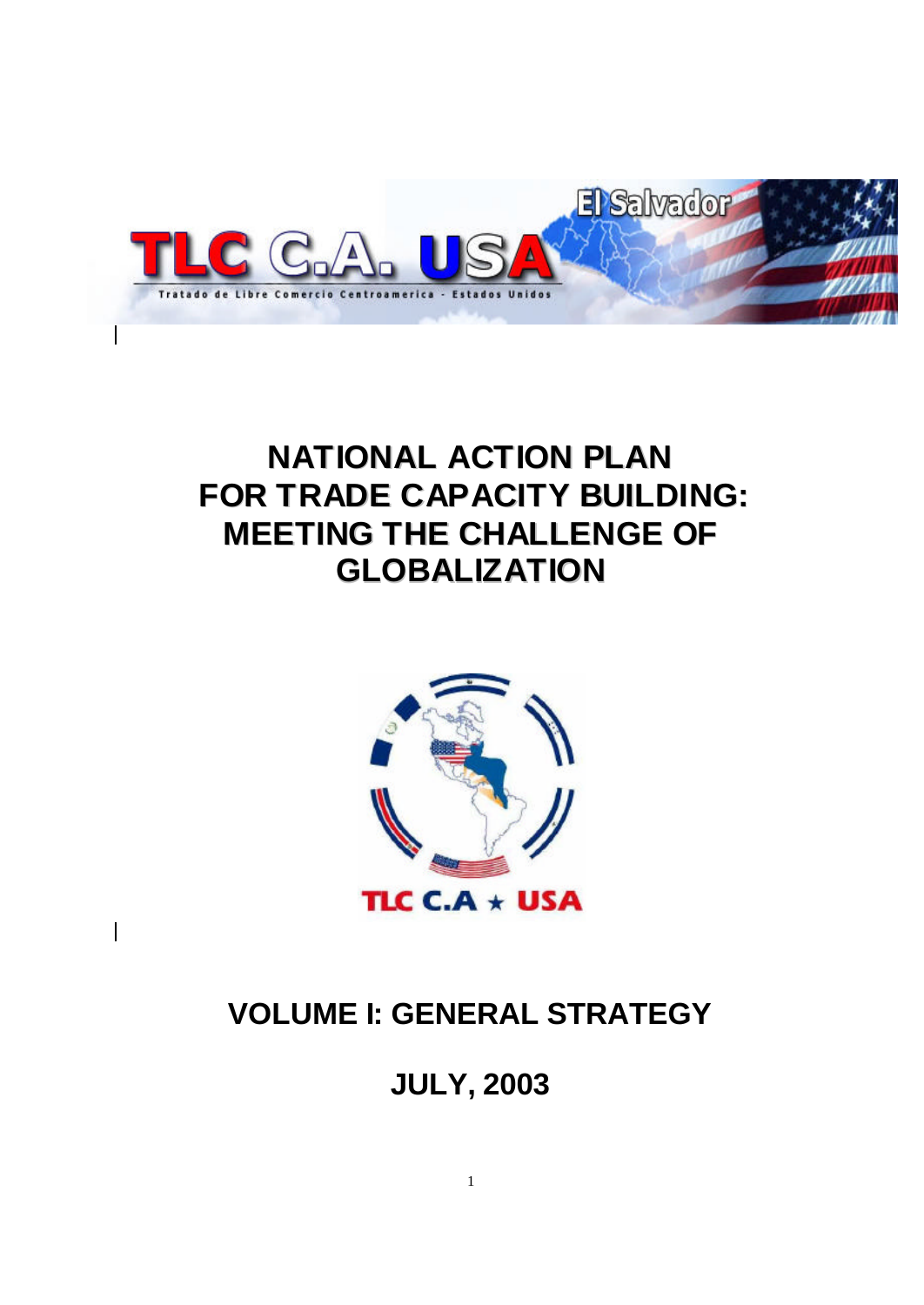# NATIONAL ACTION PLAN FOR TRADE CAPACITY BUILDING: MEETING THE CHALLENGE OF GLOBALIZATION

## VOLUME I: GENERAL STRATEGY

## JULY, 2003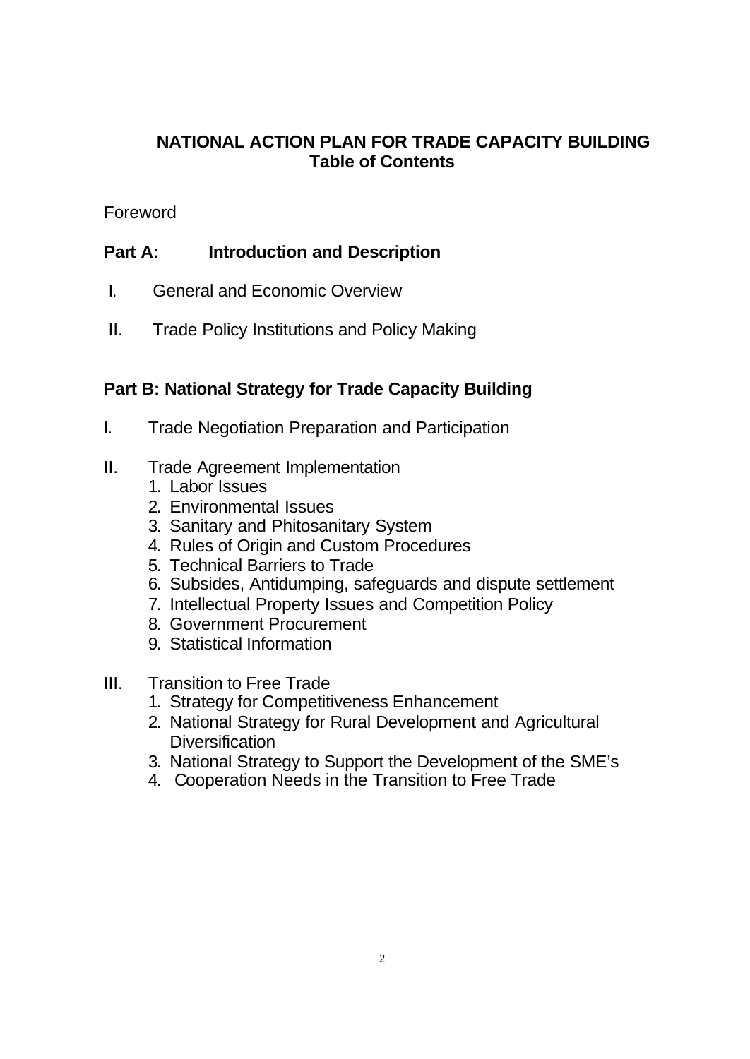# NATIONAL ACTION PLAN FOR TRADE CAPACITY BUILDING
## Table of Contents

Foreword

## Part A: Introduction and Description

I. General and Economic Overview

II. Trade Policy Institutions and Policy Making

## Part B: National Strategy for Trade Capacity Building

I. Trade Negotiation Preparation and Participation

II. Trade Agreement Implementation
1. Labor Issues
2. Environmental Issues
3. Sanitary and Phitosanitary System
4. Rules of Origin and Custom Procedures
5. Technical Barriers to Trade
6. Subsides, Antidumping, safeguards and dispute settlement
7. Intellectual Property Issues and Competition Policy
8. Government Procurement
9. Statistical Information

III. Transition to Free Trade
1. Strategy for Competitiveness Enhancement
2. National Strategy for Rural Development and Agricultural Diversification
3. National Strategy to Support the Development of the SME's
4. Cooperation Needs in the Transition to Free Trade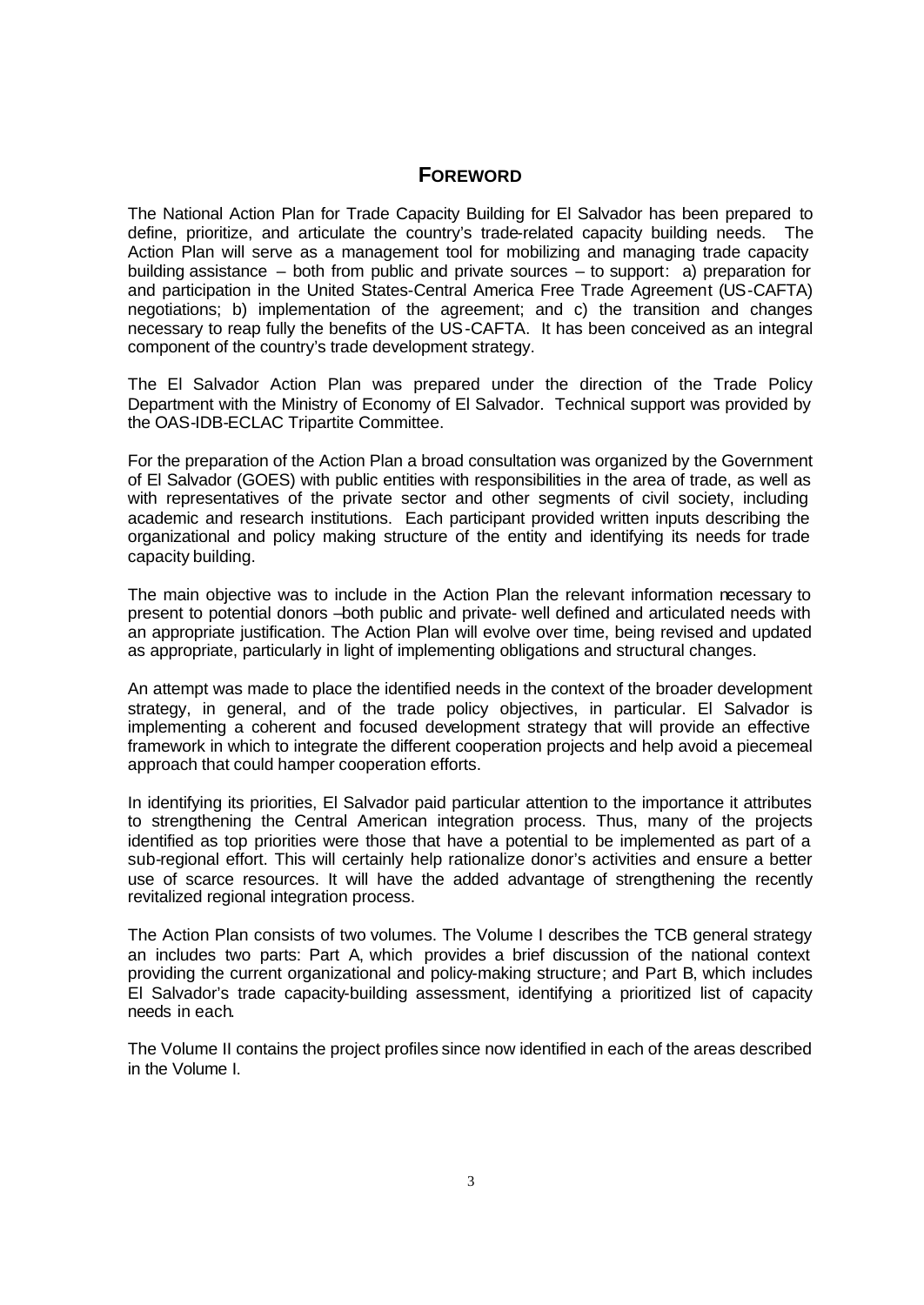## FOREWORD

The National Action Plan for Trade Capacity Building for El Salvador has been prepared to define, prioritize, and articulate the country's trade-related capacity building needs. The Action Plan will serve as a management tool for mobilizing and managing trade capacity building assistance – both from public and private sources – to support: a) preparation for and participation in the United States-Central America Free Trade Agreement (US-CAFTA) negotiations; b) implementation of the agreement; and c) the transition and changes necessary to reap fully the benefits of the US-CAFTA. It has been conceived as an integral component of the country's trade development strategy.

The El Salvador Action Plan was prepared under the direction of the Trade Policy Department with the Ministry of Economy of El Salvador. Technical support was provided by the OAS-IDB-ECLAC Tripartite Committee.

For the preparation of the Action Plan a broad consultation was organized by the Government of El Salvador (GOES) with public entities with responsibilities in the area of trade, as well as with representatives of the private sector and other segments of civil society, including academic and research institutions. Each participant provided written inputs describing the organizational and policy making structure of the entity and identifying its needs for trade capacity building.

The main objective was to include in the Action Plan the relevant information necessary to present to potential donors –both public and private- well defined and articulated needs with an appropriate justification. The Action Plan will evolve over time, being revised and updated as appropriate, particularly in light of implementing obligations and structural changes.

An attempt was made to place the identified needs in the context of the broader development strategy, in general, and of the trade policy objectives, in particular. El Salvador is implementing a coherent and focused development strategy that will provide an effective framework in which to integrate the different cooperation projects and help avoid a piecemeal approach that could hamper cooperation efforts.

In identifying its priorities, El Salvador paid particular attention to the importance it attributes to strengthening the Central American integration process. Thus, many of the projects identified as top priorities were those that have a potential to be implemented as part of a sub-regional effort. This will certainly help rationalize donor's activities and ensure a better use of scarce resources. It will have the added advantage of strengthening the recently revitalized regional integration process.

The Action Plan consists of two volumes. The Volume I describes the TCB general strategy an includes two parts: Part A, which provides a brief discussion of the national context providing the current organizational and policy-making structure; and Part B, which includes El Salvador's trade capacity-building assessment, identifying a prioritized list of capacity needs in each.

The Volume II contains the project profiles since now identified in each of the areas described in the Volume I.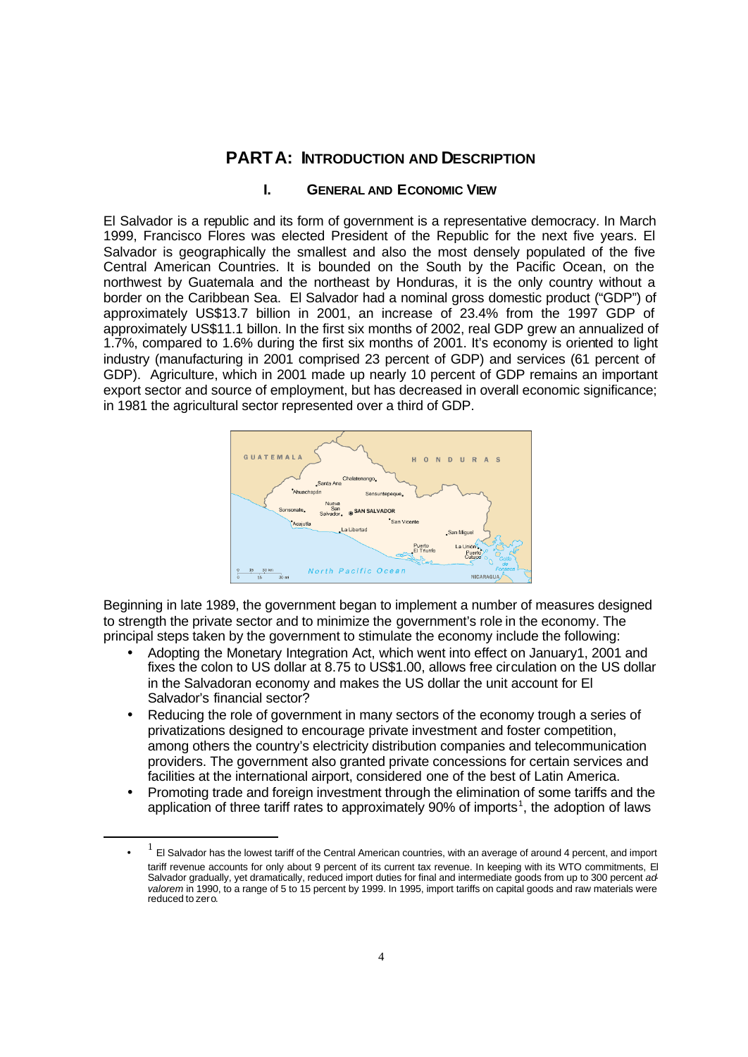# PART A: INTRODUCTION AND DESCRIPTION

## I. GENERAL AND ECONOMIC VIEW

El Salvador is a republic and its form of government is a representative democracy. In March 1999, Francisco Flores was elected President of the Republic for the next five years. El Salvador is geographically the smallest and also the most densely populated of the five Central American Countries. It is bounded on the South by the Pacific Ocean, on the northwest by Guatemala and the northeast by Honduras, it is the only country without a border on the Caribbean Sea. El Salvador had a nominal gross domestic product ("GDP") of approximately US$13.7 billion in 2001, an increase of 23.4% from the 1997 GDP of approximately US$11.1 billon. In the first six months of 2002, real GDP grew an annualized of 1.7%, compared to 1.6% during the first six months of 2001. It's economy is oriented to light industry (manufacturing in 2001 comprised 23 percent of GDP) and services (61 percent of GDP). Agriculture, which in 2001 made up nearly 10 percent of GDP remains an important export sector and source of employment, but has decreased in overall economic significance; in 1981 the agricultural sector represented over a third of GDP.

Beginning in late 1989, the government began to implement a number of measures designed to strength the private sector and to minimize the government's role in the economy. The principal steps taken by the government to stimulate the economy include the following:

- Adopting the Monetary Integration Act, which went into effect on January1, 2001 and fixes the colon to US dollar at 8.75 to US$1.00, allows free circulation on the US dollar in the Salvadoran economy and makes the US dollar the unit account for El Salvador's financial sector?
- Reducing the role of government in many sectors of the economy trough a series of privatizations designed to encourage private investment and foster competition, among others the country's electricity distribution companies and telecommunication providers. The government also granted private concessions for certain services and facilities at the international airport, considered one of the best of Latin America.
- Promoting trade and foreign investment through the elimination of some tariffs and the application of three tariff rates to approximately 90% of imports[1], the adoption of laws

---

[1] El Salvador has the lowest tariff of the Central American countries, with an average of around 4 percent, and import tariff revenue accounts for only about 9 percent of its current tax revenue. In keeping with its WTO commitments, El Salvador gradually, yet dramatically, reduced import duties for final and intermediate goods from up to 300 percent *ad-valorem* in 1990, to a range of 5 to 15 percent by 1999. In 1995, import tariffs on capital goods and raw materials were reduced to zero.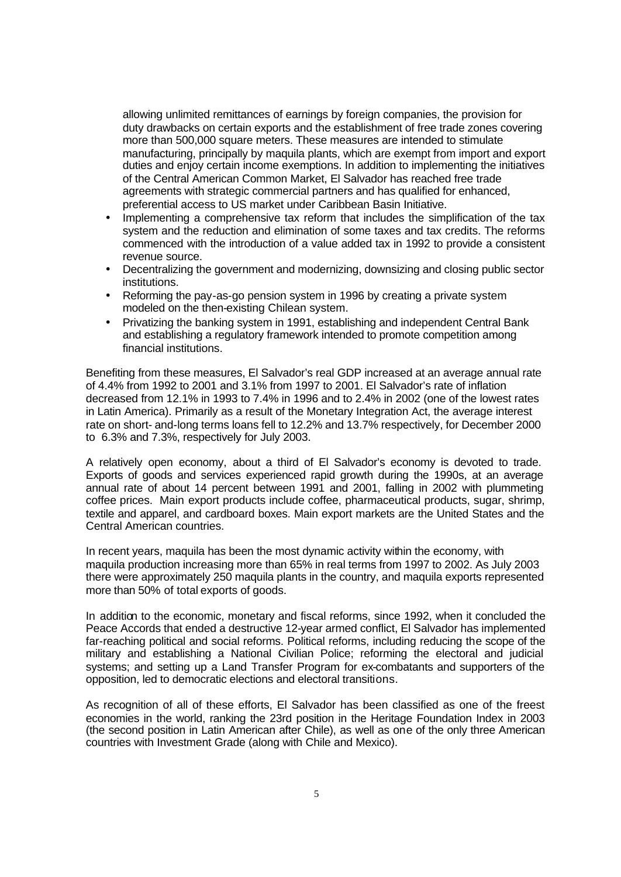allowing unlimited remittances of earnings by foreign companies, the provision for duty drawbacks on certain exports and the establishment of free trade zones covering more than 500,000 square meters. These measures are intended to stimulate manufacturing, principally by maquila plants, which are exempt from import and export duties and enjoy certain income exemptions. In addition to implementing the initiatives of the Central American Common Market, El Salvador has reached free trade agreements with strategic commercial partners and has qualified for enhanced, preferential access to US market under Caribbean Basin Initiative.

- Implementing a comprehensive tax reform that includes the simplification of the tax system and the reduction and elimination of some taxes and tax credits. The reforms commenced with the introduction of a value added tax in 1992 to provide a consistent revenue source.
- Decentralizing the government and modernizing, downsizing and closing public sector institutions.
- Reforming the pay-as-go pension system in 1996 by creating a private system modeled on the then-existing Chilean system.
- Privatizing the banking system in 1991, establishing and independent Central Bank and establishing a regulatory framework intended to promote competition among financial institutions.

Benefiting from these measures, El Salvador's real GDP increased at an average annual rate of 4.4% from 1992 to 2001 and 3.1% from 1997 to 2001. El Salvador's rate of inflation decreased from 12.1% in 1993 to 7.4% in 1996 and to 2.4% in 2002 (one of the lowest rates in Latin America). Primarily as a result of the Monetary Integration Act, the average interest rate on short- and-long terms loans fell to 12.2% and 13.7% respectively, for December 2000 to 6.3% and 7.3%, respectively for July 2003.

A relatively open economy, about a third of El Salvador's economy is devoted to trade. Exports of goods and services experienced rapid growth during the 1990s, at an average annual rate of about 14 percent between 1991 and 2001, falling in 2002 with plummeting coffee prices. Main export products include coffee, pharmaceutical products, sugar, shrimp, textile and apparel, and cardboard boxes. Main export markets are the United States and the Central American countries.

In recent years, maquila has been the most dynamic activity within the economy, with maquila production increasing more than 65% in real terms from 1997 to 2002. As July 2003 there were approximately 250 maquila plants in the country, and maquila exports represented more than 50% of total exports of goods.

In addition to the economic, monetary and fiscal reforms, since 1992, when it concluded the Peace Accords that ended a destructive 12-year armed conflict, El Salvador has implemented far-reaching political and social reforms. Political reforms, including reducing the scope of the military and establishing a National Civilian Police; reforming the electoral and judicial systems; and setting up a Land Transfer Program for ex-combatants and supporters of the opposition, led to democratic elections and electoral transitions.

As recognition of all of these efforts, El Salvador has been classified as one of the freest economies in the world, ranking the 23rd position in the Heritage Foundation Index in 2003 (the second position in Latin American after Chile), as well as one of the only three American countries with Investment Grade (along with Chile and Mexico).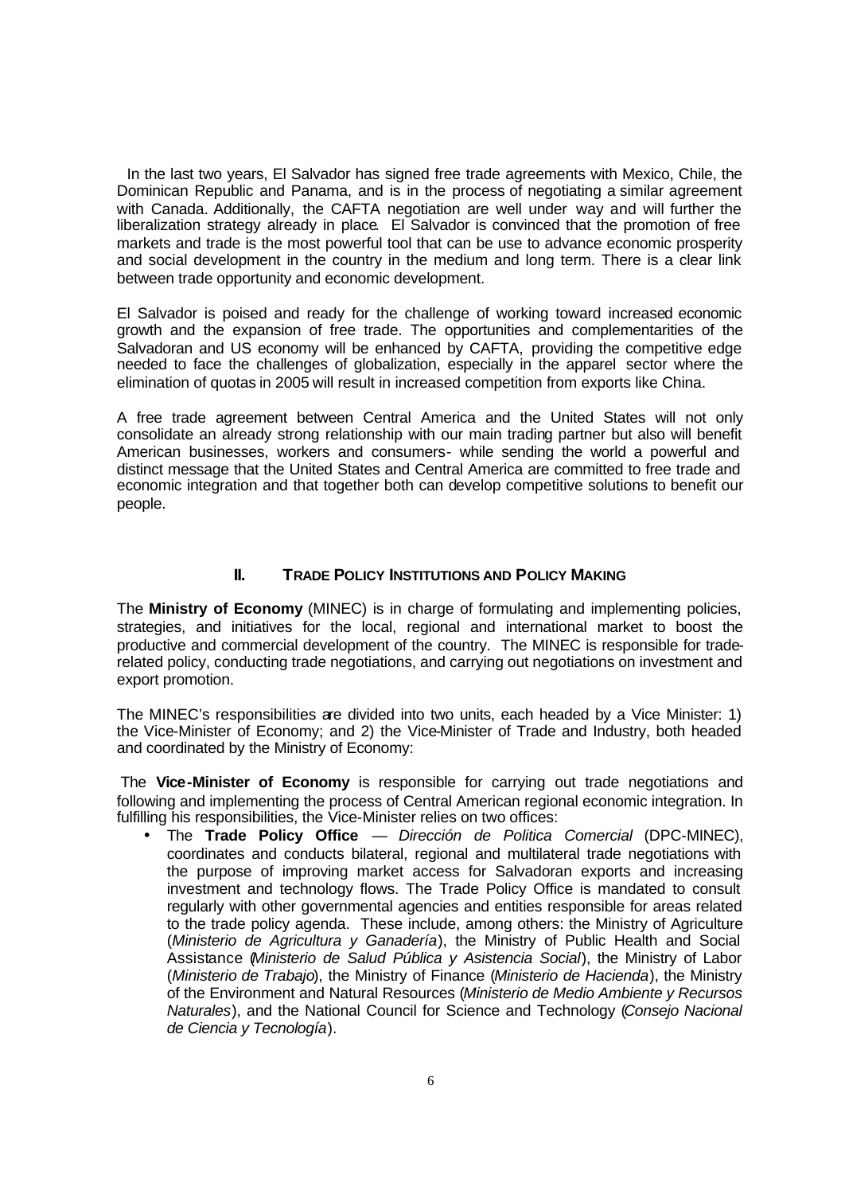In the last two years, El Salvador has signed free trade agreements with Mexico, Chile, the Dominican Republic and Panama, and is in the process of negotiating a similar agreement with Canada. Additionally, the CAFTA negotiation are well under way and will further the liberalization strategy already in place. El Salvador is convinced that the promotion of free markets and trade is the most powerful tool that can be use to advance economic prosperity and social development in the country in the medium and long term. There is a clear link between trade opportunity and economic development.

El Salvador is poised and ready for the challenge of working toward increased economic growth and the expansion of free trade. The opportunities and complementarities of the Salvadoran and US economy will be enhanced by CAFTA, providing the competitive edge needed to face the challenges of globalization, especially in the apparel sector where the elimination of quotas in 2005 will result in increased competition from exports like China.

A free trade agreement between Central America and the United States will not only consolidate an already strong relationship with our main trading partner but also will benefit American businesses, workers and consumers- while sending the world a powerful and distinct message that the United States and Central America are committed to free trade and economic integration and that together both can develop competitive solutions to benefit our people.

## II. TRADE POLICY INSTITUTIONS AND POLICY MAKING

The **Ministry of Economy** (MINEC) is in charge of formulating and implementing policies, strategies, and initiatives for the local, regional and international market to boost the productive and commercial development of the country. The MINEC is responsible for trade-related policy, conducting trade negotiations, and carrying out negotiations on investment and export promotion.

The MINEC's responsibilities are divided into two units, each headed by a Vice Minister: 1) the Vice-Minister of Economy; and 2) the Vice-Minister of Trade and Industry, both headed and coordinated by the Ministry of Economy:

The **Vice-Minister of Economy** is responsible for carrying out trade negotiations and following and implementing the process of Central American regional economic integration. In fulfilling his responsibilities, the Vice-Minister relies on two offices:

- The **Trade Policy Office** — *Dirección de Politica Comercial* (DPC-MINEC), coordinates and conducts bilateral, regional and multilateral trade negotiations with the purpose of improving market access for Salvadoran exports and increasing investment and technology flows. The Trade Policy Office is mandated to consult regularly with other governmental agencies and entities responsible for areas related to the trade policy agenda. These include, among others: the Ministry of Agriculture (*Ministerio de Agricultura y Ganadería*), the Ministry of Public Health and Social Assistance (*Ministerio de Salud Pública y Asistencia Social*), the Ministry of Labor (*Ministerio de Trabajo*), the Ministry of Finance (*Ministerio de Hacienda*), the Ministry of the Environment and Natural Resources (*Ministerio de Medio Ambiente y Recursos Naturales*), and the National Council for Science and Technology (*Consejo Nacional de Ciencia y Tecnología*).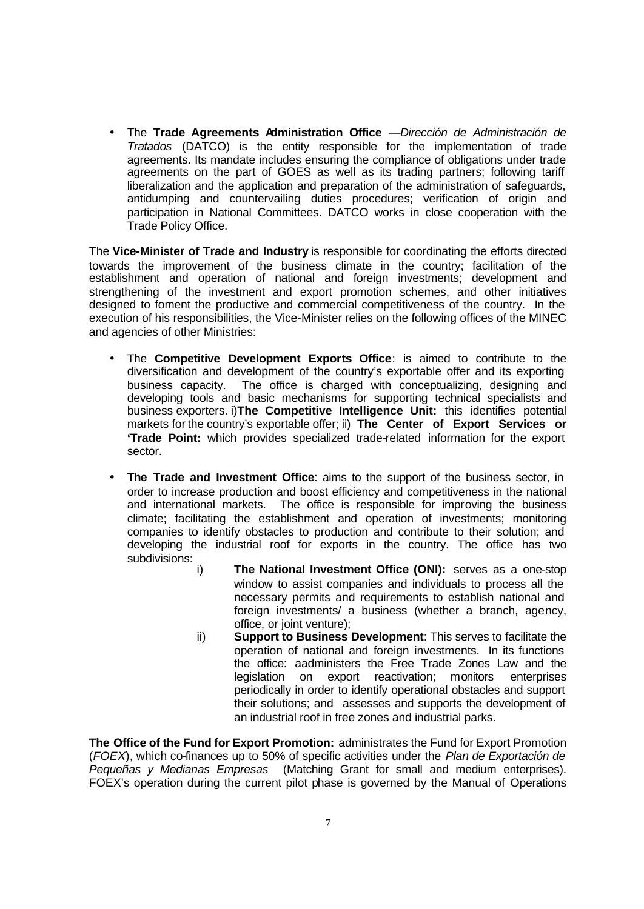- The **Trade Agreements Administration Office** —*Dirección de Administración de Tratados* (DATCO) is the entity responsible for the implementation of trade agreements. Its mandate includes ensuring the compliance of obligations under trade agreements on the part of GOES as well as its trading partners; following tariff liberalization and the application and preparation of the administration of safeguards, antidumping and countervailing duties procedures; verification of origin and participation in National Committees. DATCO works in close cooperation with the Trade Policy Office.

The **Vice-Minister of Trade and Industry** is responsible for coordinating the efforts directed towards the improvement of the business climate in the country; facilitation of the establishment and operation of national and foreign investments; development and strengthening of the investment and export promotion schemes, and other initiatives designed to foment the productive and commercial competitiveness of the country. In the execution of his responsibilities, the Vice-Minister relies on the following offices of the MINEC and agencies of other Ministries:

- The **Competitive Development Exports Office**: is aimed to contribute to the diversification and development of the country's exportable offer and its exporting business capacity. The office is charged with conceptualizing, designing and developing tools and basic mechanisms for supporting technical specialists and business exporters. i)**The Competitive Intelligence Unit:** this identifies potential markets for the country's exportable offer; ii) **The Center of Export Services or 'Trade Point:** which provides specialized trade-related information for the export sector.

- **The Trade and Investment Office**: aims to the support of the business sector, in order to increase production and boost efficiency and competitiveness in the national and international markets. The office is responsible for improving the business climate; facilitating the establishment and operation of investments; monitoring companies to identify obstacles to production and contribute to their solution; and developing the industrial roof for exports in the country. The office has two subdivisions:
   i) **The National Investment Office (ONI):** serves as a one-stop window to assist companies and individuals to process all the necessary permits and requirements to establish national and foreign investments/ a business (whether a branch, agency, office, or joint venture);
   ii) **Support to Business Development**: This serves to facilitate the operation of national and foreign investments. In its functions the office: aadministers the Free Trade Zones Law and the legislation on export reactivation; monitors enterprises periodically in order to identify operational obstacles and support their solutions; and assesses and supports the development of an industrial roof in free zones and industrial parks.

**The Office of the Fund for Export Promotion:** administrates the Fund for Export Promotion (*FOEX*), which co-finances up to 50% of specific activities under the *Plan de Exportación de Pequeñas y Medianas Empresas* (Matching Grant for small and medium enterprises). FOEX's operation during the current pilot phase is governed by the Manual of Operations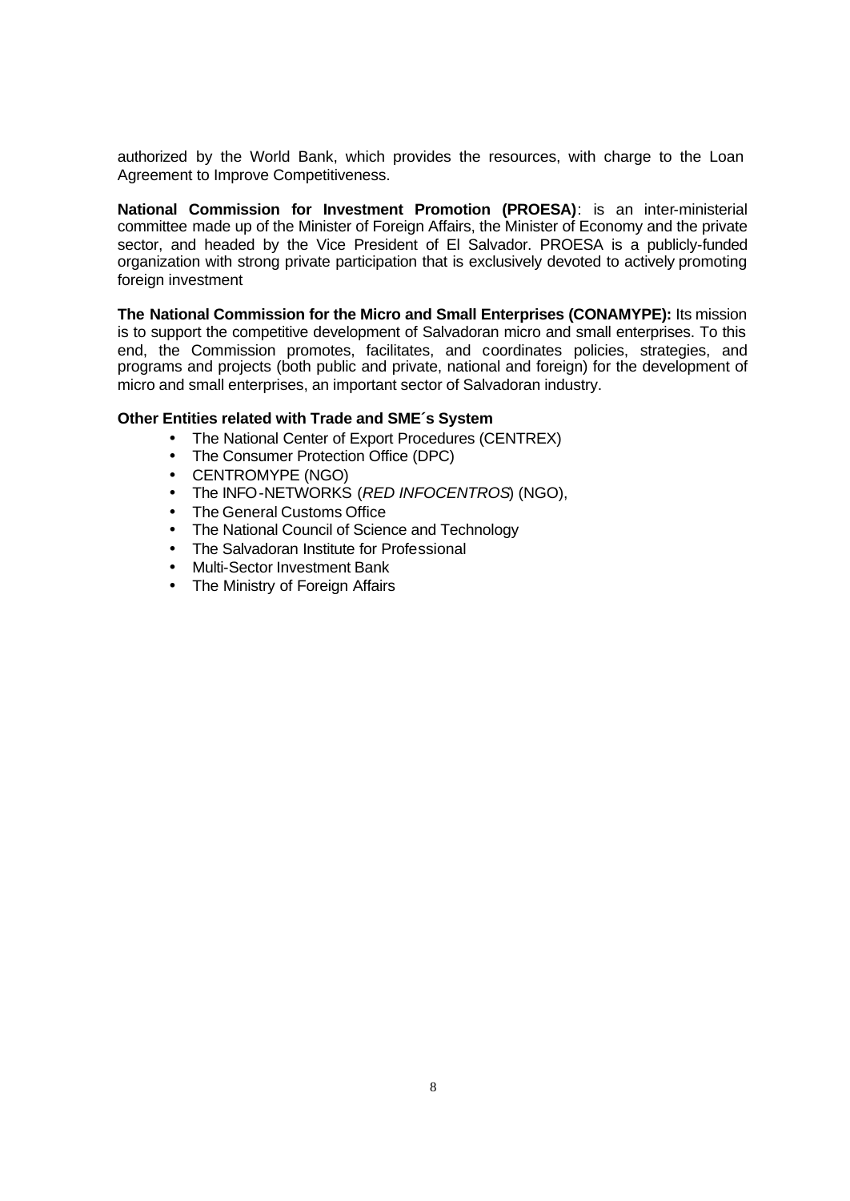authorized by the World Bank, which provides the resources, with charge to the Loan Agreement to Improve Competitiveness.

**National Commission for Investment Promotion (PROESA)**: is an inter-ministerial committee made up of the Minister of Foreign Affairs, the Minister of Economy and the private sector, and headed by the Vice President of El Salvador. PROESA is a publicly-funded organization with strong private participation that is exclusively devoted to actively promoting foreign investment

**The National Commission for the Micro and Small Enterprises (CONAMYPE):** Its mission is to support the competitive development of Salvadoran micro and small enterprises. To this end, the Commission promotes, facilitates, and coordinates policies, strategies, and programs and projects (both public and private, national and foreign) for the development of micro and small enterprises, an important sector of Salvadoran industry.

**Other Entities related with Trade and SME´s System**

- The National Center of Export Procedures (CENTREX)
- The Consumer Protection Office (DPC)
- CENTROMYPE (NGO)
- The INFO-NETWORKS (*RED INFOCENTROS*) (NGO),
- The General Customs Office
- The National Council of Science and Technology
- The Salvadoran Institute for Professional
- Multi-Sector Investment Bank
- The Ministry of Foreign Affairs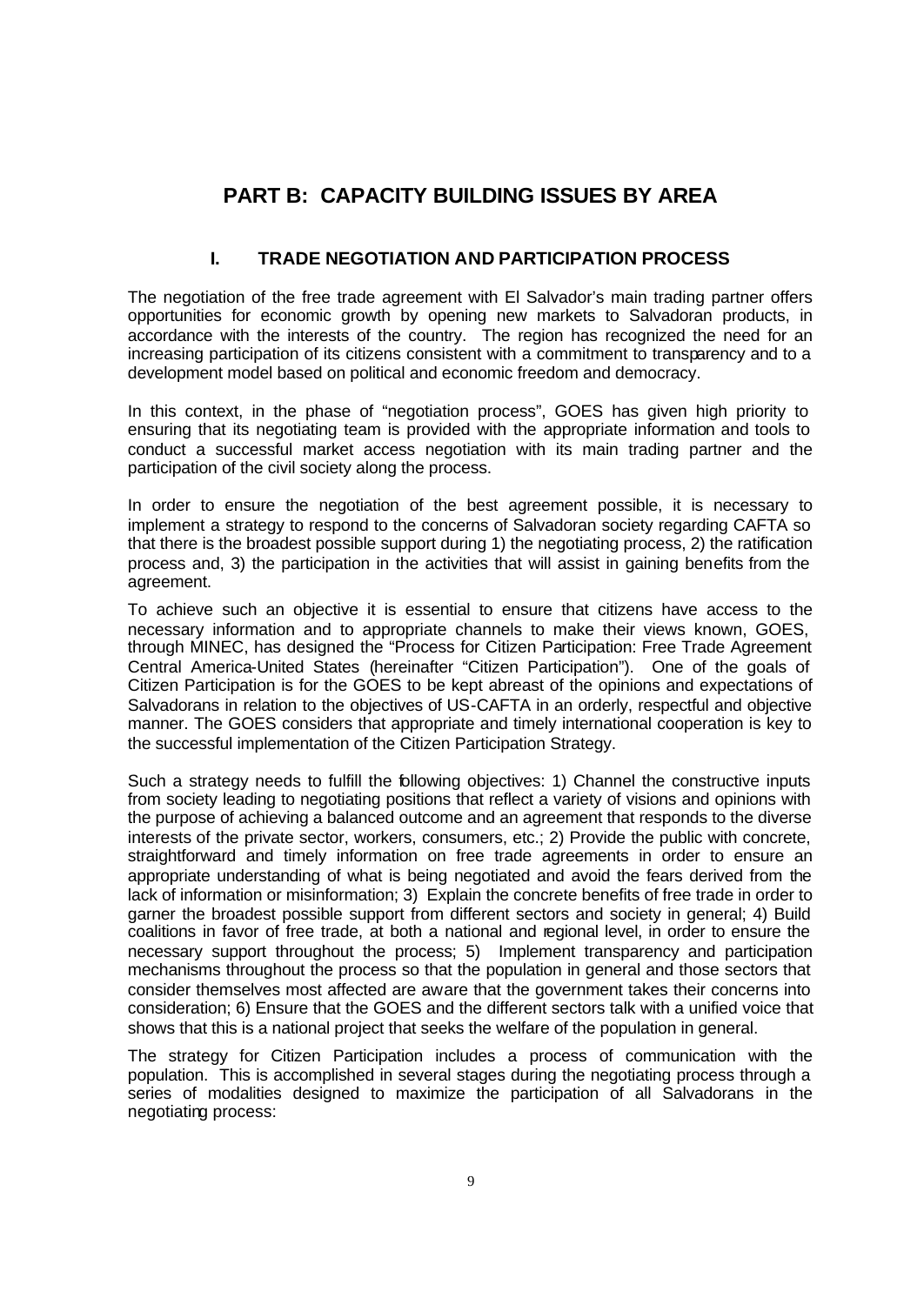# PART B: CAPACITY BUILDING ISSUES BY AREA

## I. TRADE NEGOTIATION AND PARTICIPATION PROCESS

The negotiation of the free trade agreement with El Salvador's main trading partner offers opportunities for economic growth by opening new markets to Salvadoran products, in accordance with the interests of the country. The region has recognized the need for an increasing participation of its citizens consistent with a commitment to transparency and to a development model based on political and economic freedom and democracy.

In this context, in the phase of "negotiation process", GOES has given high priority to ensuring that its negotiating team is provided with the appropriate information and tools to conduct a successful market access negotiation with its main trading partner and the participation of the civil society along the process.

In order to ensure the negotiation of the best agreement possible, it is necessary to implement a strategy to respond to the concerns of Salvadoran society regarding CAFTA so that there is the broadest possible support during 1) the negotiating process, 2) the ratification process and, 3) the participation in the activities that will assist in gaining benefits from the agreement.

To achieve such an objective it is essential to ensure that citizens have access to the necessary information and to appropriate channels to make their views known, GOES, through MINEC, has designed the "Process for Citizen Participation: Free Trade Agreement Central America-United States (hereinafter "Citizen Participation"). One of the goals of Citizen Participation is for the GOES to be kept abreast of the opinions and expectations of Salvadorans in relation to the objectives of US-CAFTA in an orderly, respectful and objective manner. The GOES considers that appropriate and timely international cooperation is key to the successful implementation of the Citizen Participation Strategy.

Such a strategy needs to fulfill the following objectives: 1) Channel the constructive inputs from society leading to negotiating positions that reflect a variety of visions and opinions with the purpose of achieving a balanced outcome and an agreement that responds to the diverse interests of the private sector, workers, consumers, etc.; 2) Provide the public with concrete, straightforward and timely information on free trade agreements in order to ensure an appropriate understanding of what is being negotiated and avoid the fears derived from the lack of information or misinformation; 3) Explain the concrete benefits of free trade in order to garner the broadest possible support from different sectors and society in general; 4) Build coalitions in favor of free trade, at both a national and regional level, in order to ensure the necessary support throughout the process; 5) Implement transparency and participation mechanisms throughout the process so that the population in general and those sectors that consider themselves most affected are aware that the government takes their concerns into consideration; 6) Ensure that the GOES and the different sectors talk with a unified voice that shows that this is a national project that seeks the welfare of the population in general.

The strategy for Citizen Participation includes a process of communication with the population. This is accomplished in several stages during the negotiating process through a series of modalities designed to maximize the participation of all Salvadorans in the negotiating process: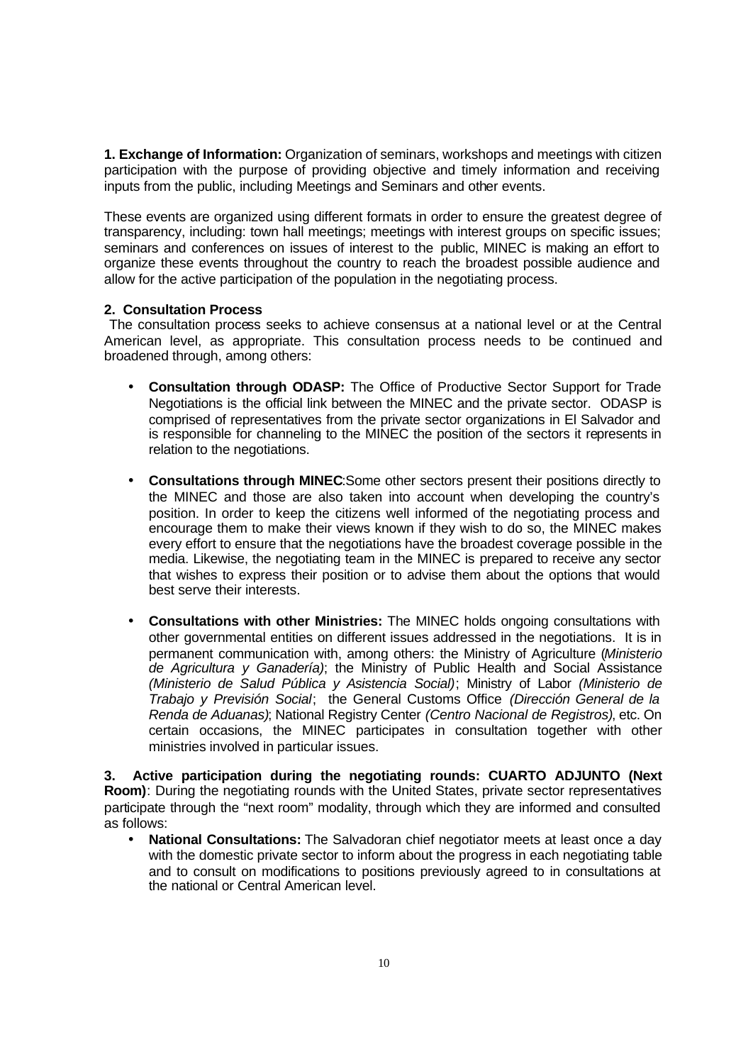**1. Exchange of Information:** Organization of seminars, workshops and meetings with citizen participation with the purpose of providing objective and timely information and receiving inputs from the public, including Meetings and Seminars and other events.

These events are organized using different formats in order to ensure the greatest degree of transparency, including: town hall meetings; meetings with interest groups on specific issues; seminars and conferences on issues of interest to the public, MINEC is making an effort to organize these events throughout the country to reach the broadest possible audience and allow for the active participation of the population in the negotiating process.

**2. Consultation Process**

The consultation process seeks to achieve consensus at a national level or at the Central American level, as appropriate. This consultation process needs to be continued and broadened through, among others:

- **Consultation through ODASP:** The Office of Productive Sector Support for Trade Negotiations is the official link between the MINEC and the private sector. ODASP is comprised of representatives from the private sector organizations in El Salvador and is responsible for channeling to the MINEC the position of the sectors it represents in relation to the negotiations.

- **Consultations through MINEC**:Some other sectors present their positions directly to the MINEC and those are also taken into account when developing the country's position. In order to keep the citizens well informed of the negotiating process and encourage them to make their views known if they wish to do so, the MINEC makes every effort to ensure that the negotiations have the broadest coverage possible in the media. Likewise, the negotiating team in the MINEC is prepared to receive any sector that wishes to express their position or to advise them about the options that would best serve their interests.

- **Consultations with other Ministries:** The MINEC holds ongoing consultations with other governmental entities on different issues addressed in the negotiations. It is in permanent communication with, among others: the Ministry of Agriculture (*Ministerio de Agricultura y Ganadería)*; the Ministry of Public Health and Social Assistance *(Ministerio de Salud Pública y Asistencia Social)*; Ministry of Labor *(Ministerio de Trabajo y Previsión Social*; the General Customs Office *(Dirección General de la Renda de Aduanas)*; National Registry Center *(Centro Nacional de Registros)*, etc. On certain occasions, the MINEC participates in consultation together with other ministries involved in particular issues.

**3. Active participation during the negotiating rounds: CUARTO ADJUNTO (Next Room)**: During the negotiating rounds with the United States, private sector representatives participate through the "next room" modality, through which they are informed and consulted as follows:

- **National Consultations:** The Salvadoran chief negotiator meets at least once a day with the domestic private sector to inform about the progress in each negotiating table and to consult on modifications to positions previously agreed to in consultations at the national or Central American level.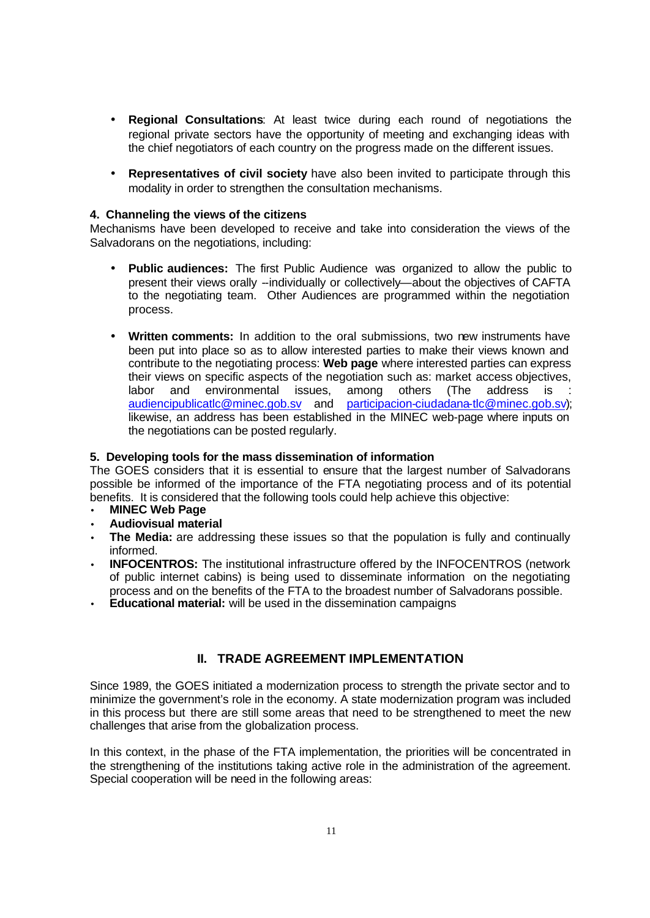- **Regional Consultations**: At least twice during each round of negotiations the regional private sectors have the opportunity of meeting and exchanging ideas with the chief negotiators of each country on the progress made on the different issues.

- **Representatives of civil society** have also been invited to participate through this modality in order to strengthen the consultation mechanisms.

**4. Channeling the views of the citizens**

Mechanisms have been developed to receive and take into consideration the views of the Salvadorans on the negotiations, including:

- **Public audiences:** The first Public Audience was organized to allow the public to present their views orally –individually or collectively—about the objectives of CAFTA to the negotiating team. Other Audiences are programmed within the negotiation process.

- **Written comments:** In addition to the oral submissions, two new instruments have been put into place so as to allow interested parties to make their views known and contribute to the negotiating process: **Web page** where interested parties can express their views on specific aspects of the negotiation such as: market access objectives, labor and environmental issues, among others (The address is : audiencipublicatlc@minec.gob.sv and participacion-ciudadana-tlc@minec.gob.sv); likewise, an address has been established in the MINEC web-page where inputs on the negotiations can be posted regularly.

**5. Developing tools for the mass dissemination of information**

The GOES considers that it is essential to ensure that the largest number of Salvadorans possible be informed of the importance of the FTA negotiating process and of its potential benefits. It is considered that the following tools could help achieve this objective:

- **MINEC Web Page**
- **Audiovisual material**
- **The Media:** are addressing these issues so that the population is fully and continually informed.
- **INFOCENTROS:** The institutional infrastructure offered by the INFOCENTROS (network of public internet cabins) is being used to disseminate information on the negotiating process and on the benefits of the FTA to the broadest number of Salvadorans possible.
- **Educational material:** will be used in the dissemination campaigns

## II. TRADE AGREEMENT IMPLEMENTATION

Since 1989, the GOES initiated a modernization process to strength the private sector and to minimize the government's role in the economy. A state modernization program was included in this process but there are still some areas that need to be strengthened to meet the new challenges that arise from the globalization process.

In this context, in the phase of the FTA implementation, the priorities will be concentrated in the strengthening of the institutions taking active role in the administration of the agreement. Special cooperation will be need in the following areas: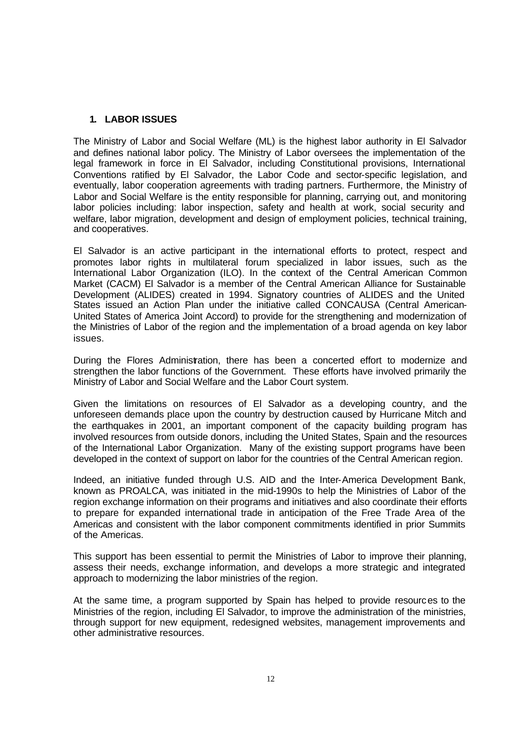## 1. LABOR ISSUES

The Ministry of Labor and Social Welfare (ML) is the highest labor authority in El Salvador and defines national labor policy. The Ministry of Labor oversees the implementation of the legal framework in force in El Salvador, including Constitutional provisions, International Conventions ratified by El Salvador, the Labor Code and sector-specific legislation, and eventually, labor cooperation agreements with trading partners. Furthermore, the Ministry of Labor and Social Welfare is the entity responsible for planning, carrying out, and monitoring labor policies including: labor inspection, safety and health at work, social security and welfare, labor migration, development and design of employment policies, technical training, and cooperatives.

El Salvador is an active participant in the international efforts to protect, respect and promotes labor rights in multilateral forum specialized in labor issues, such as the International Labor Organization (ILO). In the context of the Central American Common Market (CACM) El Salvador is a member of the Central American Alliance for Sustainable Development (ALIDES) created in 1994. Signatory countries of ALIDES and the United States issued an Action Plan under the initiative called CONCAUSA (Central American-United States of America Joint Accord) to provide for the strengthening and modernization of the Ministries of Labor of the region and the implementation of a broad agenda on key labor issues.

During the Flores Administration, there has been a concerted effort to modernize and strengthen the labor functions of the Government. These efforts have involved primarily the Ministry of Labor and Social Welfare and the Labor Court system.

Given the limitations on resources of El Salvador as a developing country, and the unforeseen demands place upon the country by destruction caused by Hurricane Mitch and the earthquakes in 2001, an important component of the capacity building program has involved resources from outside donors, including the United States, Spain and the resources of the International Labor Organization. Many of the existing support programs have been developed in the context of support on labor for the countries of the Central American region.

Indeed, an initiative funded through U.S. AID and the Inter-America Development Bank, known as PROALCA, was initiated in the mid-1990s to help the Ministries of Labor of the region exchange information on their programs and initiatives and also coordinate their efforts to prepare for expanded international trade in anticipation of the Free Trade Area of the Americas and consistent with the labor component commitments identified in prior Summits of the Americas.

This support has been essential to permit the Ministries of Labor to improve their planning, assess their needs, exchange information, and develops a more strategic and integrated approach to modernizing the labor ministries of the region.

At the same time, a program supported by Spain has helped to provide resources to the Ministries of the region, including El Salvador, to improve the administration of the ministries, through support for new equipment, redesigned websites, management improvements and other administrative resources.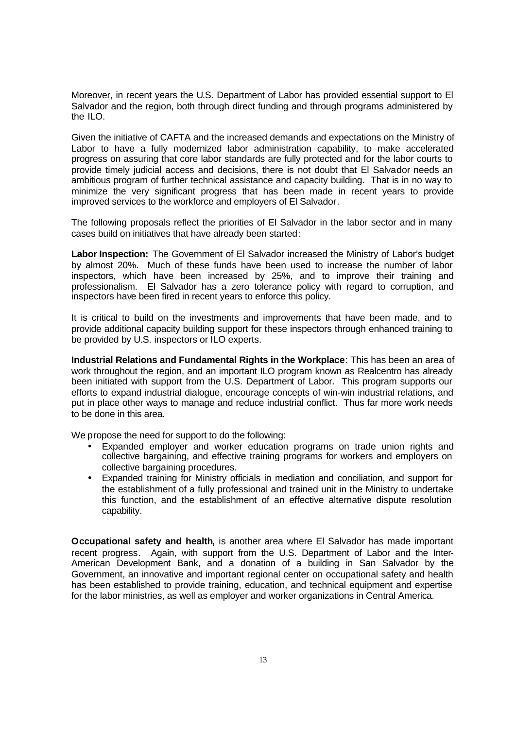Moreover, in recent years the U.S. Department of Labor has provided essential support to El Salvador and the region, both through direct funding and through programs administered by the ILO.

Given the initiative of CAFTA and the increased demands and expectations on the Ministry of Labor to have a fully modernized labor administration capability, to make accelerated progress on assuring that core labor standards are fully protected and for the labor courts to provide timely judicial access and decisions, there is not doubt that El Salvador needs an ambitious program of further technical assistance and capacity building. That is in no way to minimize the very significant progress that has been made in recent years to provide improved services to the workforce and employers of El Salvador.

The following proposals reflect the priorities of El Salvador in the labor sector and in many cases build on initiatives that have already been started:

**Labor Inspection:** The Government of El Salvador increased the Ministry of Labor's budget by almost 20%. Much of these funds have been used to increase the number of labor inspectors, which have been increased by 25%, and to improve their training and professionalism. El Salvador has a zero tolerance policy with regard to corruption, and inspectors have been fired in recent years to enforce this policy.

It is critical to build on the investments and improvements that have been made, and to provide additional capacity building support for these inspectors through enhanced training to be provided by U.S. inspectors or ILO experts.

**Industrial Relations and Fundamental Rights in the Workplace**: This has been an area of work throughout the region, and an important ILO program known as Realcentro has already been initiated with support from the U.S. Department of Labor. This program supports our efforts to expand industrial dialogue, encourage concepts of win-win industrial relations, and put in place other ways to manage and reduce industrial conflict. Thus far more work needs to be done in this area.

We propose the need for support to do the following:

- Expanded employer and worker education programs on trade union rights and collective bargaining, and effective training programs for workers and employers on collective bargaining procedures.
- Expanded training for Ministry officials in mediation and conciliation, and support for the establishment of a fully professional and trained unit in the Ministry to undertake this function, and the establishment of an effective alternative dispute resolution capability.

**Occupational safety and health,** is another area where El Salvador has made important recent progress. Again, with support from the U.S. Department of Labor and the Inter-American Development Bank, and a donation of a building in San Salvador by the Government, an innovative and important regional center on occupational safety and health has been established to provide training, education, and technical equipment and expertise for the labor ministries, as well as employer and worker organizations in Central America.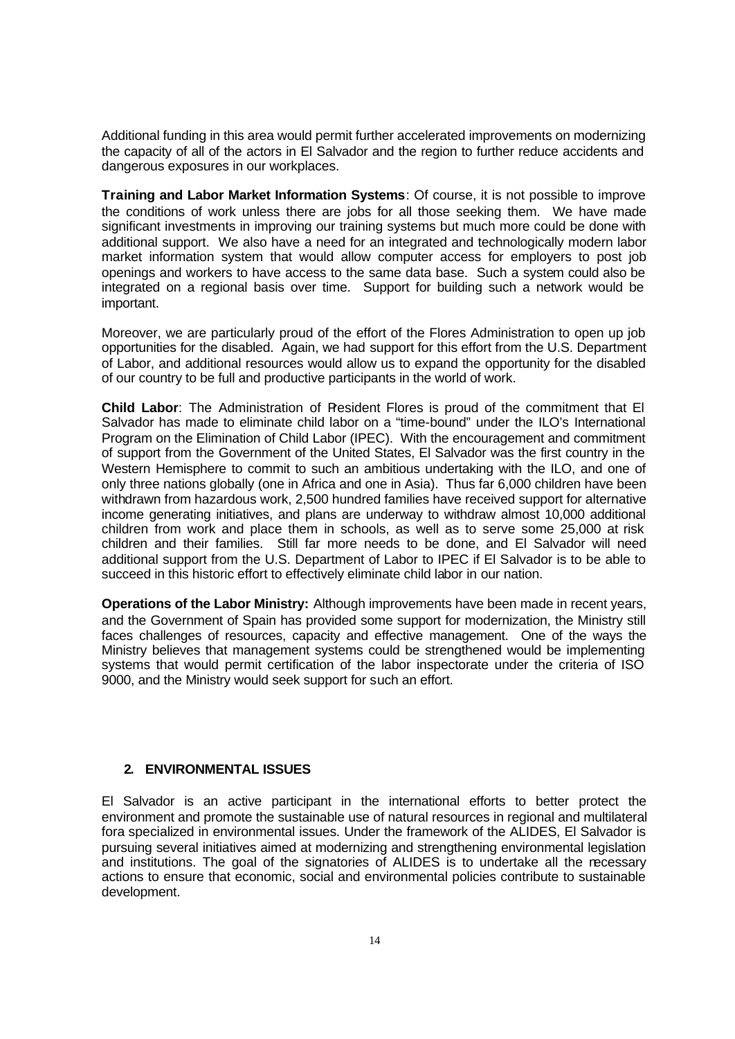Additional funding in this area would permit further accelerated improvements on modernizing the capacity of all of the actors in El Salvador and the region to further reduce accidents and dangerous exposures in our workplaces.

**Training and Labor Market Information Systems**: Of course, it is not possible to improve the conditions of work unless there are jobs for all those seeking them. We have made significant investments in improving our training systems but much more could be done with additional support. We also have a need for an integrated and technologically modern labor market information system that would allow computer access for employers to post job openings and workers to have access to the same data base. Such a system could also be integrated on a regional basis over time. Support for building such a network would be important.

Moreover, we are particularly proud of the effort of the Flores Administration to open up job opportunities for the disabled. Again, we had support for this effort from the U.S. Department of Labor, and additional resources would allow us to expand the opportunity for the disabled of our country to be full and productive participants in the world of work.

**Child Labor**: The Administration of President Flores is proud of the commitment that El Salvador has made to eliminate child labor on a "time-bound" under the ILO's International Program on the Elimination of Child Labor (IPEC). With the encouragement and commitment of support from the Government of the United States, El Salvador was the first country in the Western Hemisphere to commit to such an ambitious undertaking with the ILO, and one of only three nations globally (one in Africa and one in Asia). Thus far 6,000 children have been withdrawn from hazardous work, 2,500 hundred families have received support for alternative income generating initiatives, and plans are underway to withdraw almost 10,000 additional children from work and place them in schools, as well as to serve some 25,000 at risk children and their families. Still far more needs to be done, and El Salvador will need additional support from the U.S. Department of Labor to IPEC if El Salvador is to be able to succeed in this historic effort to effectively eliminate child labor in our nation.

**Operations of the Labor Ministry:** Although improvements have been made in recent years, and the Government of Spain has provided some support for modernization, the Ministry still faces challenges of resources, capacity and effective management. One of the ways the Ministry believes that management systems could be strengthened would be implementing systems that would permit certification of the labor inspectorate under the criteria of ISO 9000, and the Ministry would seek support for such an effort.

## 2. ENVIRONMENTAL ISSUES

El Salvador is an active participant in the international efforts to better protect the environment and promote the sustainable use of natural resources in regional and multilateral fora specialized in environmental issues. Under the framework of the ALIDES, El Salvador is pursuing several initiatives aimed at modernizing and strengthening environmental legislation and institutions. The goal of the signatories of ALIDES is to undertake all the necessary actions to ensure that economic, social and environmental policies contribute to sustainable development.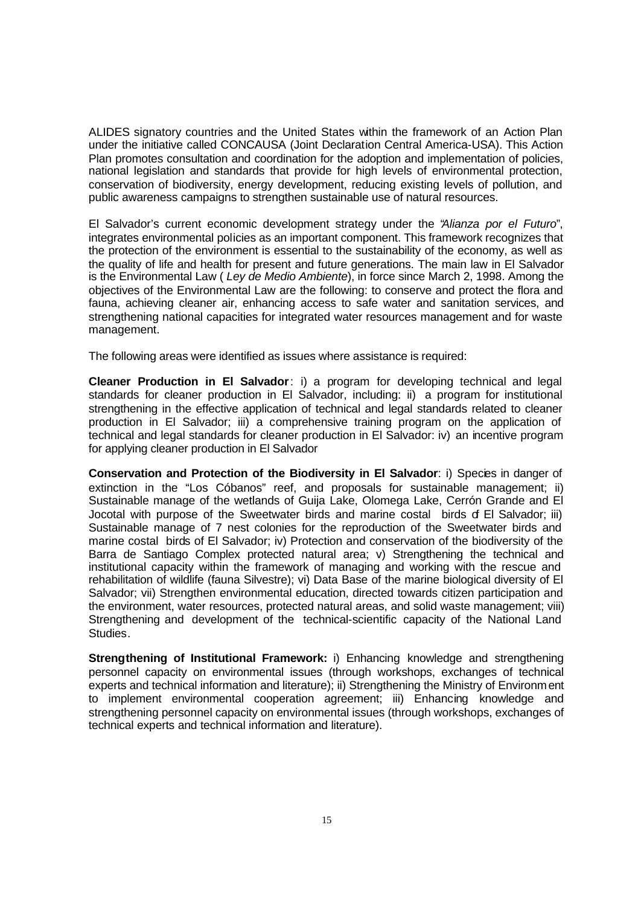ALIDES signatory countries and the United States within the framework of an Action Plan under the initiative called CONCAUSA (Joint Declaration Central America-USA). This Action Plan promotes consultation and coordination for the adoption and implementation of policies, national legislation and standards that provide for high levels of environmental protection, conservation of biodiversity, energy development, reducing existing levels of pollution, and public awareness campaigns to strengthen sustainable use of natural resources.

El Salvador's current economic development strategy under the "*Alianza por el Futuro*", integrates environmental policies as an important component. This framework recognizes that the protection of the environment is essential to the sustainability of the economy, as well as the quality of life and health for present and future generations. The main law in El Salvador is the Environmental Law ( *Ley de Medio Ambiente*), in force since March 2, 1998. Among the objectives of the Environmental Law are the following: to conserve and protect the flora and fauna, achieving cleaner air, enhancing access to safe water and sanitation services, and strengthening national capacities for integrated water resources management and for waste management.

The following areas were identified as issues where assistance is required:

**Cleaner Production in El Salvador**: i) a program for developing technical and legal standards for cleaner production in El Salvador, including: ii) a program for institutional strengthening in the effective application of technical and legal standards related to cleaner production in El Salvador; iii) a comprehensive training program on the application of technical and legal standards for cleaner production in El Salvador: iv) an incentive program for applying cleaner production in El Salvador

**Conservation and Protection of the Biodiversity in El Salvador**: i) Species in danger of extinction in the "Los Cóbanos" reef, and proposals for sustainable management; ii) Sustainable manage of the wetlands of Guija Lake, Olomega Lake, Cerrón Grande and El Jocotal with purpose of the Sweetwater birds and marine costal birds of El Salvador; iii) Sustainable manage of 7 nest colonies for the reproduction of the Sweetwater birds and marine costal birds of El Salvador; iv) Protection and conservation of the biodiversity of the Barra de Santiago Complex protected natural area; v) Strengthening the technical and institutional capacity within the framework of managing and working with the rescue and rehabilitation of wildlife (fauna Silvestre); vi) Data Base of the marine biological diversity of El Salvador; vii) Strengthen environmental education, directed towards citizen participation and the environment, water resources, protected natural areas, and solid waste management; viii) Strengthening and development of the technical-scientific capacity of the National Land Studies.

**Strengthening of Institutional Framework:** i) Enhancing knowledge and strengthening personnel capacity on environmental issues (through workshops, exchanges of technical experts and technical information and literature); ii) Strengthening the Ministry of Environment to implement environmental cooperation agreement; iii) Enhancing knowledge and strengthening personnel capacity on environmental issues (through workshops, exchanges of technical experts and technical information and literature).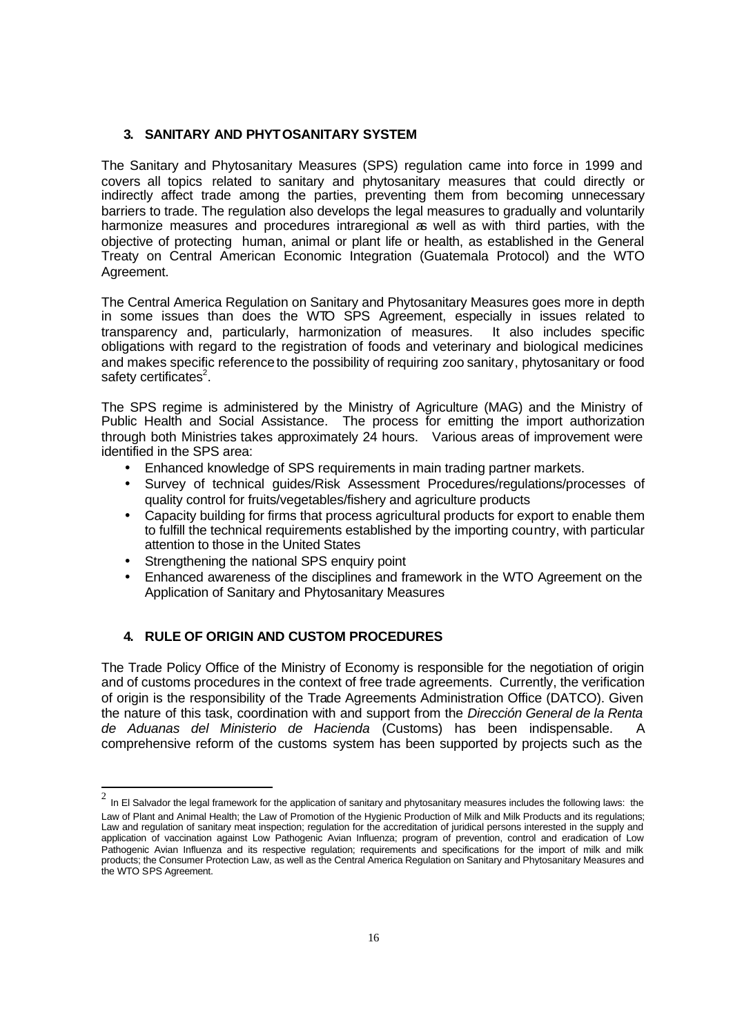## 3. SANITARY AND PHYTOSANITARY SYSTEM

The Sanitary and Phytosanitary Measures (SPS) regulation came into force in 1999 and covers all topics related to sanitary and phytosanitary measures that could directly or indirectly affect trade among the parties, preventing them from becoming unnecessary barriers to trade. The regulation also develops the legal measures to gradually and voluntarily harmonize measures and procedures intraregional as well as with third parties, with the objective of protecting human, animal or plant life or health, as established in the General Treaty on Central American Economic Integration (Guatemala Protocol) and the WTO Agreement.

The Central America Regulation on Sanitary and Phytosanitary Measures goes more in depth in some issues than does the WTO SPS Agreement, especially in issues related to transparency and, particularly, harmonization of measures. It also includes specific obligations with regard to the registration of foods and veterinary and biological medicines and makes specific reference to the possibility of requiring zoo sanitary, phytosanitary or food safety certificates[2].

The SPS regime is administered by the Ministry of Agriculture (MAG) and the Ministry of Public Health and Social Assistance. The process for emitting the import authorization through both Ministries takes approximately 24 hours. Various areas of improvement were identified in the SPS area:

- Enhanced knowledge of SPS requirements in main trading partner markets.
- Survey of technical guides/Risk Assessment Procedures/regulations/processes of quality control for fruits/vegetables/fishery and agriculture products
- Capacity building for firms that process agricultural products for export to enable them to fulfill the technical requirements established by the importing country, with particular attention to those in the United States
- Strengthening the national SPS enquiry point
- Enhanced awareness of the disciplines and framework in the WTO Agreement on the Application of Sanitary and Phytosanitary Measures

## 4. RULE OF ORIGIN AND CUSTOM PROCEDURES

The Trade Policy Office of the Ministry of Economy is responsible for the negotiation of origin and of customs procedures in the context of free trade agreements. Currently, the verification of origin is the responsibility of the Trade Agreements Administration Office (DATCO). Given the nature of this task, coordination with and support from the *Dirección General de la Renta de Aduanas del Ministerio de Hacienda* (Customs) has been indispensable. A comprehensive reform of the customs system has been supported by projects such as the

---

[2] In El Salvador the legal framework for the application of sanitary and phytosanitary measures includes the following laws: the Law of Plant and Animal Health; the Law of Promotion of the Hygienic Production of Milk and Milk Products and its regulations; Law and regulation of sanitary meat inspection; regulation for the accreditation of juridical persons interested in the supply and application of vaccination against Low Pathogenic Avian Influenza; program of prevention, control and eradication of Low Pathogenic Avian Influenza and its respective regulation; requirements and specifications for the import of milk and milk products; the Consumer Protection Law, as well as the Central America Regulation on Sanitary and Phytosanitary Measures and the WTO SPS Agreement.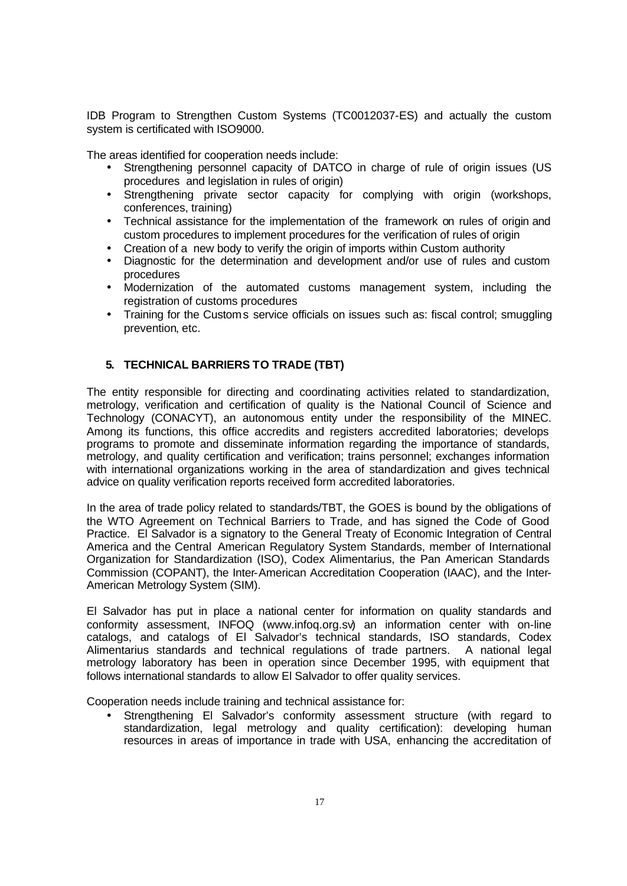IDB Program to Strengthen Custom Systems (TC0012037-ES) and actually the custom system is certificated with ISO9000.

The areas identified for cooperation needs include:

- Strengthening personnel capacity of DATCO in charge of rule of origin issues (US procedures and legislation in rules of origin)
- Strengthening private sector capacity for complying with origin (workshops, conferences, training)
- Technical assistance for the implementation of the framework on rules of origin and custom procedures to implement procedures for the verification of rules of origin
- Creation of a new body to verify the origin of imports within Custom authority
- Diagnostic for the determination and development and/or use of rules and custom procedures
- Modernization of the automated customs management system, including the registration of customs procedures
- Training for the Customs service officials on issues such as: fiscal control; smuggling prevention, etc.

## 5. TECHNICAL BARRIERS TO TRADE (TBT)

The entity responsible for directing and coordinating activities related to standardization, metrology, verification and certification of quality is the National Council of Science and Technology (CONACYT), an autonomous entity under the responsibility of the MINEC. Among its functions, this office accredits and registers accredited laboratories; develops programs to promote and disseminate information regarding the importance of standards, metrology, and quality certification and verification; trains personnel; exchanges information with international organizations working in the area of standardization and gives technical advice on quality verification reports received form accredited laboratories.

In the area of trade policy related to standards/TBT, the GOES is bound by the obligations of the WTO Agreement on Technical Barriers to Trade, and has signed the Code of Good Practice. El Salvador is a signatory to the General Treaty of Economic Integration of Central America and the Central American Regulatory System Standards, member of International Organization for Standardization (ISO), Codex Alimentarius, the Pan American Standards Commission (COPANT), the Inter-American Accreditation Cooperation (IAAC), and the Inter-American Metrology System (SIM).

El Salvador has put in place a national center for information on quality standards and conformity assessment, INFOQ (www.infoq.org.sv) an information center with on-line catalogs, and catalogs of El Salvador's technical standards, ISO standards, Codex Alimentarius standards and technical regulations of trade partners. A national legal metrology laboratory has been in operation since December 1995, with equipment that follows international standards to allow El Salvador to offer quality services.

Cooperation needs include training and technical assistance for:

- Strengthening El Salvador's conformity assessment structure (with regard to standardization, legal metrology and quality certification): developing human resources in areas of importance in trade with USA, enhancing the accreditation of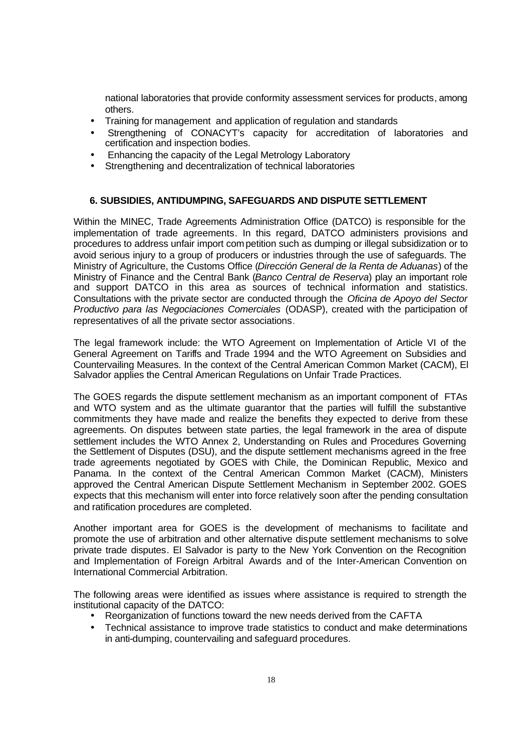national laboratories that provide conformity assessment services for products, among others.

- Training for management and application of regulation and standards
- Strengthening of CONACYT's capacity for accreditation of laboratories and certification and inspection bodies.
- Enhancing the capacity of the Legal Metrology Laboratory
- Strengthening and decentralization of technical laboratories

## 6. SUBSIDIES, ANTIDUMPING, SAFEGUARDS AND DISPUTE SETTLEMENT

Within the MINEC, Trade Agreements Administration Office (DATCO) is responsible for the implementation of trade agreements. In this regard, DATCO administers provisions and procedures to address unfair import competition such as dumping or illegal subsidization or to avoid serious injury to a group of producers or industries through the use of safeguards. The Ministry of Agriculture, the Customs Office (*Dirección General de la Renta de Aduanas*) of the Ministry of Finance and the Central Bank (*Banco Central de Reserva*) play an important role and support DATCO in this area as sources of technical information and statistics. Consultations with the private sector are conducted through the *Oficina de Apoyo del Sector Productivo para las Negociaciones Comerciales* (ODASP), created with the participation of representatives of all the private sector associations.

The legal framework include: the WTO Agreement on Implementation of Article VI of the General Agreement on Tariffs and Trade 1994 and the WTO Agreement on Subsidies and Countervailing Measures. In the context of the Central American Common Market (CACM), El Salvador applies the Central American Regulations on Unfair Trade Practices.

The GOES regards the dispute settlement mechanism as an important component of FTAs and WTO system and as the ultimate guarantor that the parties will fulfill the substantive commitments they have made and realize the benefits they expected to derive from these agreements. On disputes between state parties, the legal framework in the area of dispute settlement includes the WTO Annex 2, Understanding on Rules and Procedures Governing the Settlement of Disputes (DSU), and the dispute settlement mechanisms agreed in the free trade agreements negotiated by GOES with Chile, the Dominican Republic, Mexico and Panama. In the context of the Central American Common Market (CACM), Ministers approved the Central American Dispute Settlement Mechanism in September 2002. GOES expects that this mechanism will enter into force relatively soon after the pending consultation and ratification procedures are completed.

Another important area for GOES is the development of mechanisms to facilitate and promote the use of arbitration and other alternative dispute settlement mechanisms to solve private trade disputes. El Salvador is party to the New York Convention on the Recognition and Implementation of Foreign Arbitral Awards and of the Inter-American Convention on International Commercial Arbitration.

The following areas were identified as issues where assistance is required to strength the institutional capacity of the DATCO:

- Reorganization of functions toward the new needs derived from the CAFTA
- Technical assistance to improve trade statistics to conduct and make determinations in anti-dumping, countervailing and safeguard procedures.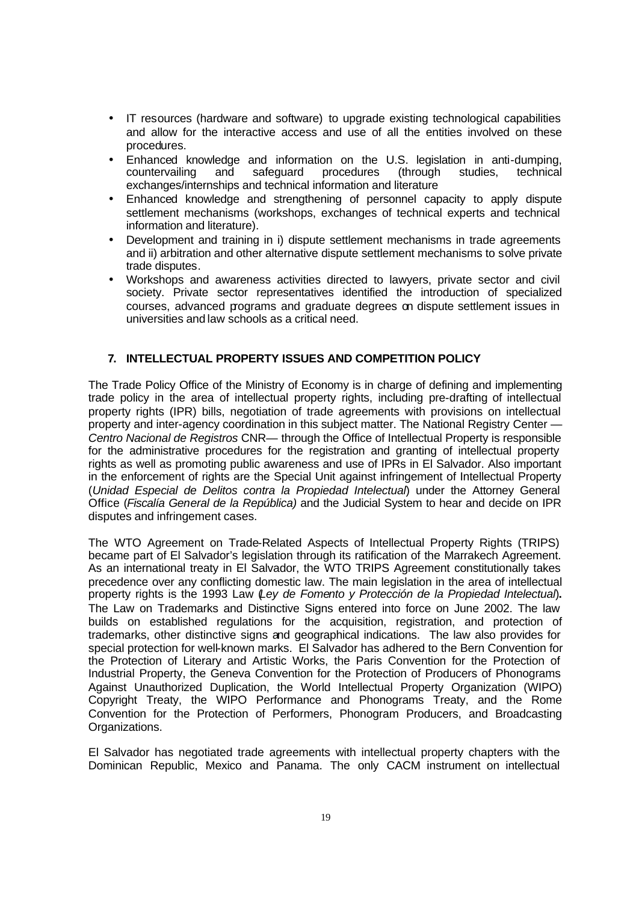- IT resources (hardware and software) to upgrade existing technological capabilities and allow for the interactive access and use of all the entities involved on these procedures.
- Enhanced knowledge and information on the U.S. legislation in anti-dumping, countervailing and safeguard procedures (through studies, technical exchanges/internships and technical information and literature
- Enhanced knowledge and strengthening of personnel capacity to apply dispute settlement mechanisms (workshops, exchanges of technical experts and technical information and literature).
- Development and training in i) dispute settlement mechanisms in trade agreements and ii) arbitration and other alternative dispute settlement mechanisms to solve private trade disputes.
- Workshops and awareness activities directed to lawyers, private sector and civil society. Private sector representatives identified the introduction of specialized courses, advanced programs and graduate degrees on dispute settlement issues in universities and law schools as a critical need.

## 7. INTELLECTUAL PROPERTY ISSUES AND COMPETITION POLICY

The Trade Policy Office of the Ministry of Economy is in charge of defining and implementing trade policy in the area of intellectual property rights, including pre-drafting of intellectual property rights (IPR) bills, negotiation of trade agreements with provisions on intellectual property and inter-agency coordination in this subject matter. The National Registry Center — *Centro Nacional de Registros* CNR— through the Office of Intellectual Property is responsible for the administrative procedures for the registration and granting of intellectual property rights as well as promoting public awareness and use of IPRs in El Salvador. Also important in the enforcement of rights are the Special Unit against infringement of Intellectual Property (*Unidad Especial de Delitos contra la Propiedad Intelectual*) under the Attorney General Office (*Fiscalía General de la República)* and the Judicial System to hear and decide on IPR disputes and infringement cases.

The WTO Agreement on Trade-Related Aspects of Intellectual Property Rights (TRIPS) became part of El Salvador's legislation through its ratification of the Marrakech Agreement. As an international treaty in El Salvador, the WTO TRIPS Agreement constitutionally takes precedence over any conflicting domestic law. The main legislation in the area of intellectual property rights is the 1993 Law (*Ley de Fomento y Protección de la Propiedad Intelectual*)**.** The Law on Trademarks and Distinctive Signs entered into force on June 2002. The law builds on established regulations for the acquisition, registration, and protection of trademarks, other distinctive signs and geographical indications. The law also provides for special protection for well-known marks. El Salvador has adhered to the Bern Convention for the Protection of Literary and Artistic Works, the Paris Convention for the Protection of Industrial Property, the Geneva Convention for the Protection of Producers of Phonograms Against Unauthorized Duplication, the World Intellectual Property Organization (WIPO) Copyright Treaty, the WIPO Performance and Phonograms Treaty, and the Rome Convention for the Protection of Performers, Phonogram Producers, and Broadcasting Organizations.

El Salvador has negotiated trade agreements with intellectual property chapters with the Dominican Republic, Mexico and Panama. The only CACM instrument on intellectual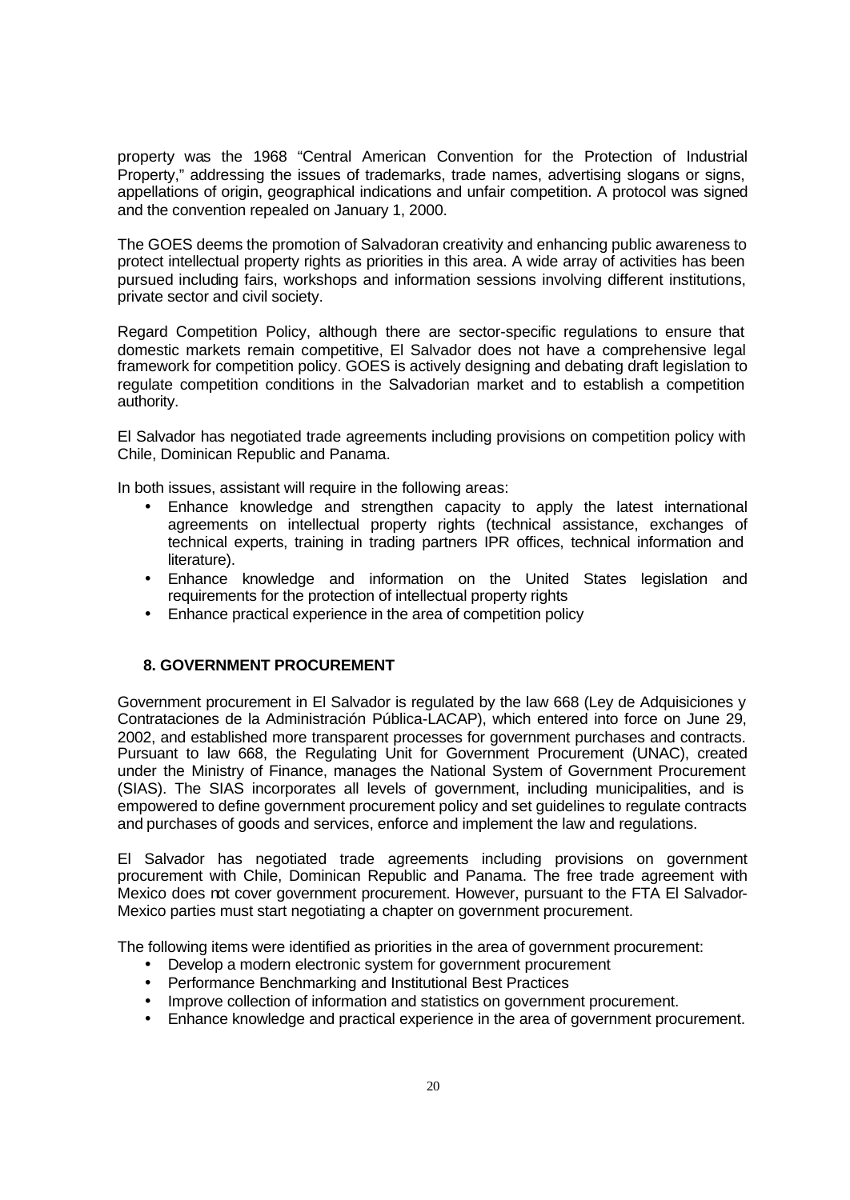property was the 1968 "Central American Convention for the Protection of Industrial Property," addressing the issues of trademarks, trade names, advertising slogans or signs, appellations of origin, geographical indications and unfair competition. A protocol was signed and the convention repealed on January 1, 2000.

The GOES deems the promotion of Salvadoran creativity and enhancing public awareness to protect intellectual property rights as priorities in this area. A wide array of activities has been pursued including fairs, workshops and information sessions involving different institutions, private sector and civil society.

Regard Competition Policy, although there are sector-specific regulations to ensure that domestic markets remain competitive, El Salvador does not have a comprehensive legal framework for competition policy. GOES is actively designing and debating draft legislation to regulate competition conditions in the Salvadorian market and to establish a competition authority.

El Salvador has negotiated trade agreements including provisions on competition policy with Chile, Dominican Republic and Panama.

In both issues, assistant will require in the following areas:

- Enhance knowledge and strengthen capacity to apply the latest international agreements on intellectual property rights (technical assistance, exchanges of technical experts, training in trading partners IPR offices, technical information and literature).
- Enhance knowledge and information on the United States legislation and requirements for the protection of intellectual property rights
- Enhance practical experience in the area of competition policy

## 8. GOVERNMENT PROCUREMENT

Government procurement in El Salvador is regulated by the law 668 (Ley de Adquisiciones y Contrataciones de la Administración Pública-LACAP), which entered into force on June 29, 2002, and established more transparent processes for government purchases and contracts. Pursuant to law 668, the Regulating Unit for Government Procurement (UNAC), created under the Ministry of Finance, manages the National System of Government Procurement (SIAS). The SIAS incorporates all levels of government, including municipalities, and is empowered to define government procurement policy and set guidelines to regulate contracts and purchases of goods and services, enforce and implement the law and regulations.

El Salvador has negotiated trade agreements including provisions on government procurement with Chile, Dominican Republic and Panama. The free trade agreement with Mexico does not cover government procurement. However, pursuant to the FTA El Salvador-Mexico parties must start negotiating a chapter on government procurement.

The following items were identified as priorities in the area of government procurement:

- Develop a modern electronic system for government procurement
- Performance Benchmarking and Institutional Best Practices
- Improve collection of information and statistics on government procurement.
- Enhance knowledge and practical experience in the area of government procurement.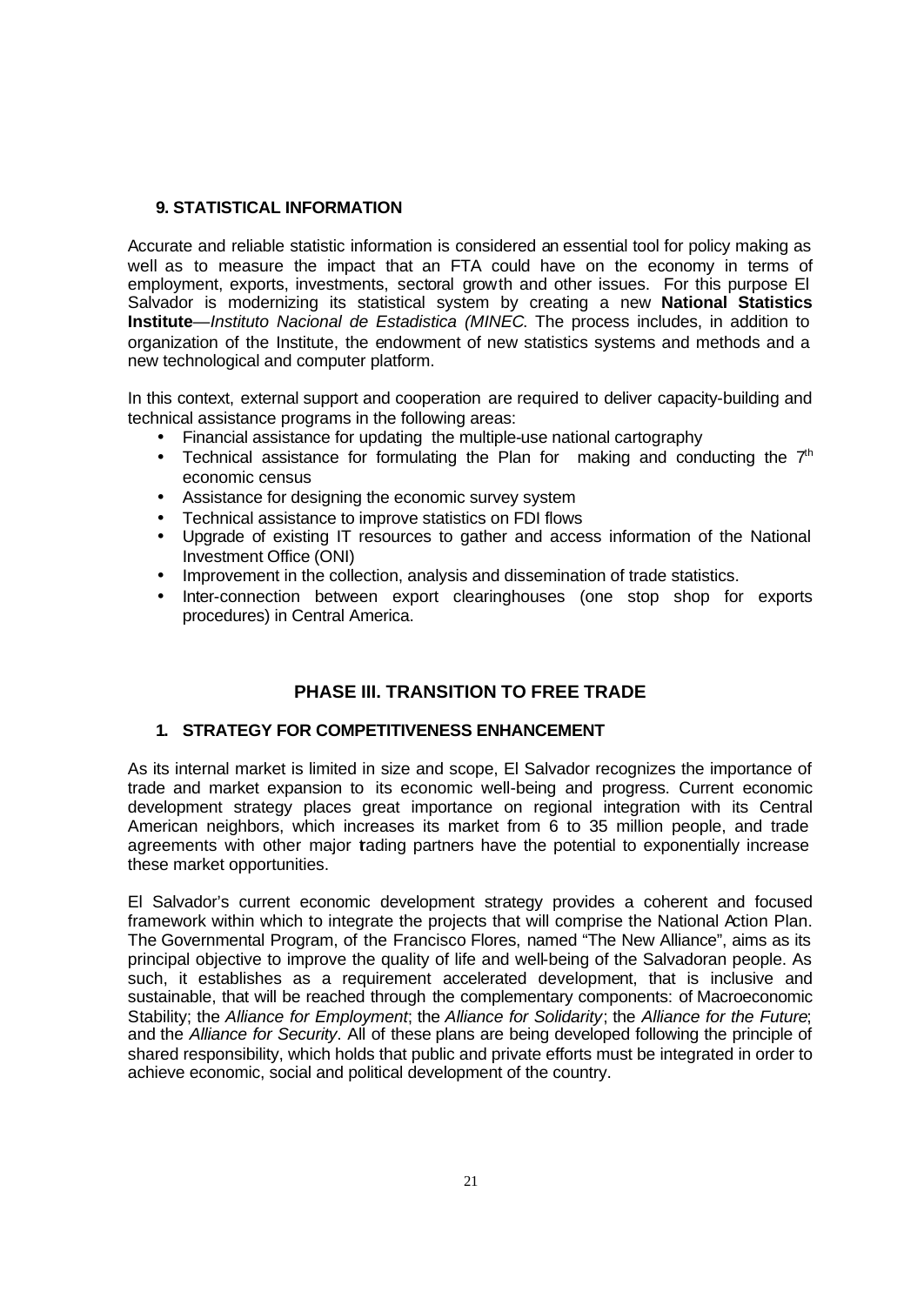## 9. STATISTICAL INFORMATION

Accurate and reliable statistic information is considered an essential tool for policy making as well as to measure the impact that an FTA could have on the economy in terms of employment, exports, investments, sectoral growth and other issues. For this purpose El Salvador is modernizing its statistical system by creating a new **National Statistics Institute**—*Instituto Nacional de Estadistica (MINEC.* The process includes, in addition to organization of the Institute, the endowment of new statistics systems and methods and a new technological and computer platform.

In this context, external support and cooperation are required to deliver capacity-building and technical assistance programs in the following areas:

- Financial assistance for updating the multiple-use national cartography
- Technical assistance for formulating the Plan for making and conducting the 7th economic census
- Assistance for designing the economic survey system
- Technical assistance to improve statistics on FDI flows
- Upgrade of existing IT resources to gather and access information of the National Investment Office (ONI)
- Improvement in the collection, analysis and dissemination of trade statistics.
- Inter-connection between export clearinghouses (one stop shop for exports procedures) in Central America.

# PHASE III. TRANSITION TO FREE TRADE

## 1. STRATEGY FOR COMPETITIVENESS ENHANCEMENT

As its internal market is limited in size and scope, El Salvador recognizes the importance of trade and market expansion to its economic well-being and progress. Current economic development strategy places great importance on regional integration with its Central American neighbors, which increases its market from 6 to 35 million people, and trade agreements with other major trading partners have the potential to exponentially increase these market opportunities.

El Salvador's current economic development strategy provides a coherent and focused framework within which to integrate the projects that will comprise the National Action Plan. The Governmental Program, of the Francisco Flores, named "The New Alliance", aims as its principal objective to improve the quality of life and well-being of the Salvadoran people. As such, it establishes as a requirement accelerated development, that is inclusive and sustainable, that will be reached through the complementary components: of Macroeconomic Stability; the *Alliance for Employment*; the *Alliance for Solidarity*; the *Alliance for the Future*; and the *Alliance for Security*. All of these plans are being developed following the principle of shared responsibility, which holds that public and private efforts must be integrated in order to achieve economic, social and political development of the country.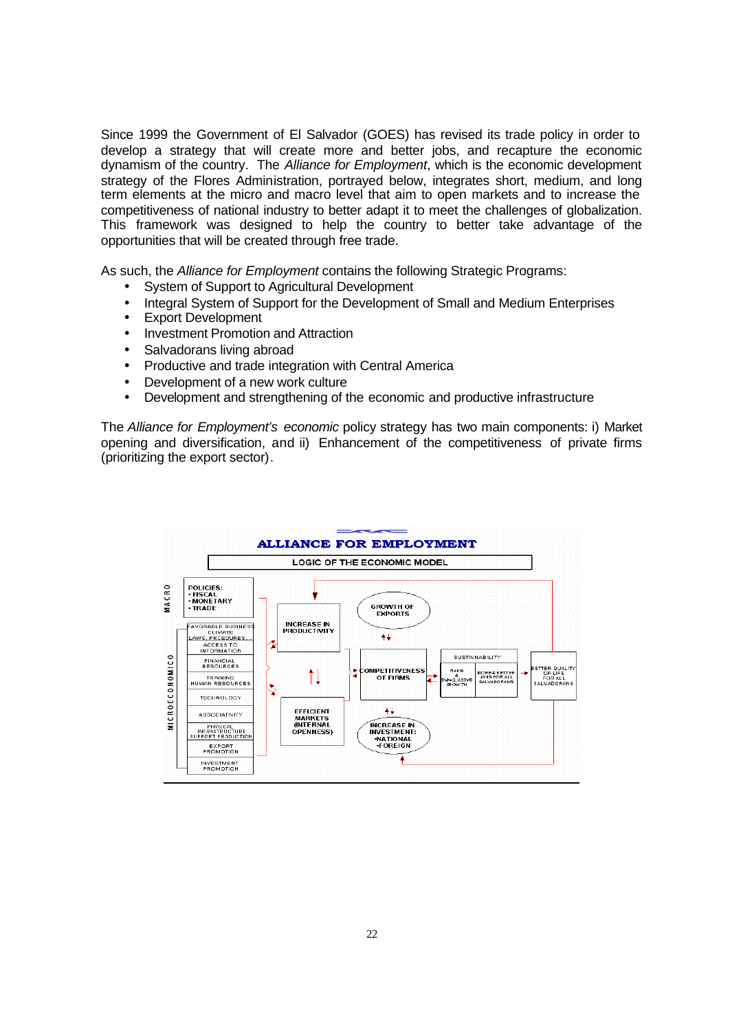Since 1999 the Government of El Salvador (GOES) has revised its trade policy in order to develop a strategy that will create more and better jobs, and recapture the economic dynamism of the country. The *Alliance for Employment*, which is the economic development strategy of the Flores Administration, portrayed below, integrates short, medium, and long term elements at the micro and macro level that aim to open markets and to increase the competitiveness of national industry to better adapt it to meet the challenges of globalization. This framework was designed to help the country to better take advantage of the opportunities that will be created through free trade.

As such, the *Alliance for Employment* contains the following Strategic Programs:

- System of Support to Agricultural Development
- Integral System of Support for the Development of Small and Medium Enterprises
- Export Development
- Investment Promotion and Attraction
- Salvadorans living abroad
- Productive and trade integration with Central America
- Development of a new work culture
- Development and strengthening of the economic and productive infrastructure

The *Alliance for Employment's economic* policy strategy has two main components: i) Market opening and diversification, and ii) Enhancement of the competitiveness of private firms (prioritizing the export sector).

**ALLIANCE FOR EMPLOYMENT**

LOGIC OF THE ECONOMIC MODEL

MACRO: POLICIES: • FISCAL • MONETARY • TRADE

MICROECONOMICO: FAVORABLE BUSINESS CLIMATE LAWS, PROCEDURES...; ACCESS TO INFORMATION; FINANCIAL RESOURCES; TRAINING HUMAN RESOURCES; TECHNOLOGY; ASSOCIATIVITY; PHYSICAL INFRASTRUCTURE SUPPORT PRODUCTION; EXPORT PROMOTION; INVESTMENT PROMOTION

INCREASE IN PRODUCTIVITY — EFFICIENT MARKETS (INTERNAL OPENNESS) — GROWTH OF EXPORTS — COMPETITIVENESS OF FIRMS — INCREASE IN INVESTMENT: •NATIONAL •FOREIGN

SUSTAINABILITY: RAPID & INCLUSIVE GROWTH; MORE & BETTER JOBS FOR ALL SALVADORANS

BETTER QUALITY OF LIFE FOR ALL SALVADORANS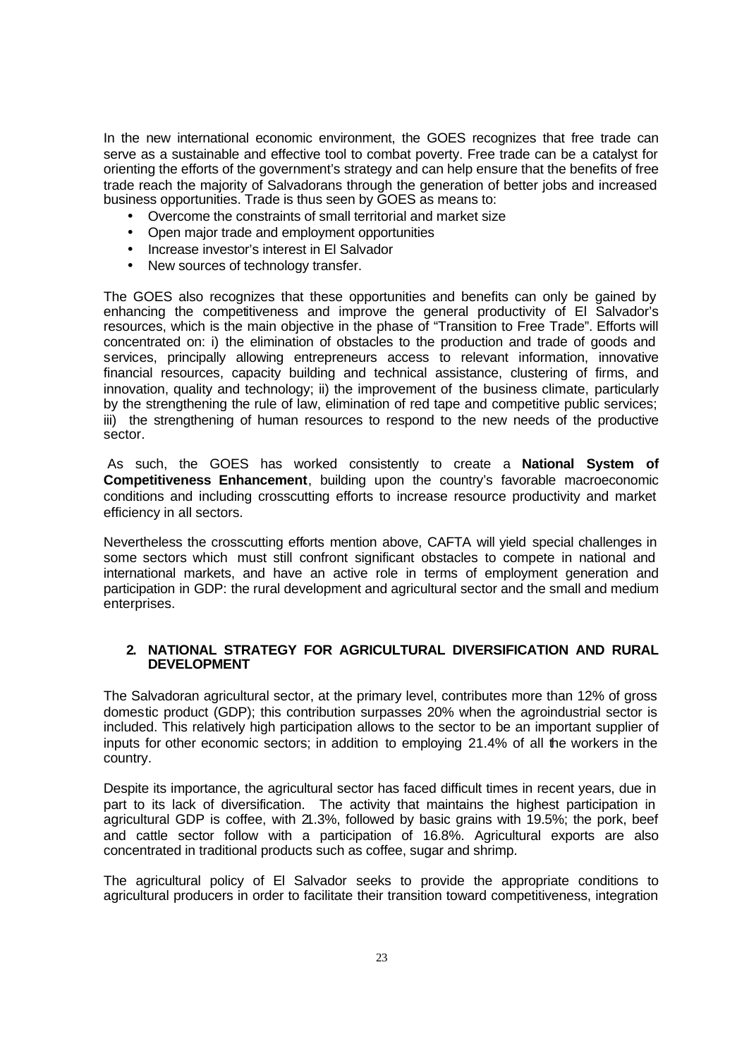In the new international economic environment, the GOES recognizes that free trade can serve as a sustainable and effective tool to combat poverty. Free trade can be a catalyst for orienting the efforts of the government's strategy and can help ensure that the benefits of free trade reach the majority of Salvadorans through the generation of better jobs and increased business opportunities. Trade is thus seen by GOES as means to:

- Overcome the constraints of small territorial and market size
- Open major trade and employment opportunities
- Increase investor's interest in El Salvador
- New sources of technology transfer.

The GOES also recognizes that these opportunities and benefits can only be gained by enhancing the competitiveness and improve the general productivity of El Salvador's resources, which is the main objective in the phase of "Transition to Free Trade". Efforts will concentrated on: i) the elimination of obstacles to the production and trade of goods and services, principally allowing entrepreneurs access to relevant information, innovative financial resources, capacity building and technical assistance, clustering of firms, and innovation, quality and technology; ii) the improvement of the business climate, particularly by the strengthening the rule of law, elimination of red tape and competitive public services; iii) the strengthening of human resources to respond to the new needs of the productive sector.

As such, the GOES has worked consistently to create a **National System of Competitiveness Enhancement**, building upon the country's favorable macroeconomic conditions and including crosscutting efforts to increase resource productivity and market efficiency in all sectors.

Nevertheless the crosscutting efforts mention above, CAFTA will yield special challenges in some sectors which must still confront significant obstacles to compete in national and international markets, and have an active role in terms of employment generation and participation in GDP: the rural development and agricultural sector and the small and medium enterprises.

## 2. NATIONAL STRATEGY FOR AGRICULTURAL DIVERSIFICATION AND RURAL DEVELOPMENT

The Salvadoran agricultural sector, at the primary level, contributes more than 12% of gross domestic product (GDP); this contribution surpasses 20% when the agroindustrial sector is included. This relatively high participation allows to the sector to be an important supplier of inputs for other economic sectors; in addition to employing 21.4% of all the workers in the country.

Despite its importance, the agricultural sector has faced difficult times in recent years, due in part to its lack of diversification. The activity that maintains the highest participation in agricultural GDP is coffee, with 21.3%, followed by basic grains with 19.5%; the pork, beef and cattle sector follow with a participation of 16.8%. Agricultural exports are also concentrated in traditional products such as coffee, sugar and shrimp.

The agricultural policy of El Salvador seeks to provide the appropriate conditions to agricultural producers in order to facilitate their transition toward competitiveness, integration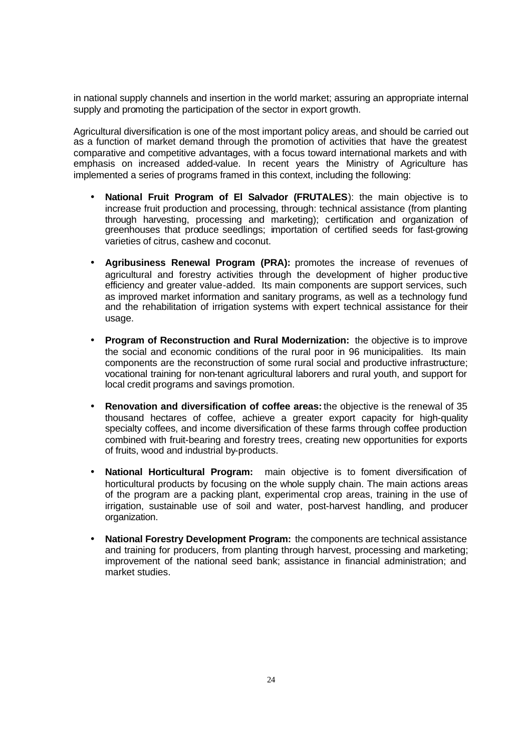in national supply channels and insertion in the world market; assuring an appropriate internal supply and promoting the participation of the sector in export growth.

Agricultural diversification is one of the most important policy areas, and should be carried out as a function of market demand through the promotion of activities that have the greatest comparative and competitive advantages, with a focus toward international markets and with emphasis on increased added-value. In recent years the Ministry of Agriculture has implemented a series of programs framed in this context, including the following:

- **National Fruit Program of El Salvador (FRUTALES**): the main objective is to increase fruit production and processing, through: technical assistance (from planting through harvesting, processing and marketing); certification and organization of greenhouses that produce seedlings; importation of certified seeds for fast-growing varieties of citrus, cashew and coconut.

- **Agribusiness Renewal Program (PRA):** promotes the increase of revenues of agricultural and forestry activities through the development of higher productive efficiency and greater value-added. Its main components are support services, such as improved market information and sanitary programs, as well as a technology fund and the rehabilitation of irrigation systems with expert technical assistance for their usage.

- **Program of Reconstruction and Rural Modernization:** the objective is to improve the social and economic conditions of the rural poor in 96 municipalities. Its main components are the reconstruction of some rural social and productive infrastructure; vocational training for non-tenant agricultural laborers and rural youth, and support for local credit programs and savings promotion.

- **Renovation and diversification of coffee areas:** the objective is the renewal of 35 thousand hectares of coffee, achieve a greater export capacity for high-quality specialty coffees, and income diversification of these farms through coffee production combined with fruit-bearing and forestry trees, creating new opportunities for exports of fruits, wood and industrial by-products.

- **National Horticultural Program:** main objective is to foment diversification of horticultural products by focusing on the whole supply chain. The main actions areas of the program are a packing plant, experimental crop areas, training in the use of irrigation, sustainable use of soil and water, post-harvest handling, and producer organization.

- **National Forestry Development Program:** the components are technical assistance and training for producers, from planting through harvest, processing and marketing; improvement of the national seed bank; assistance in financial administration; and market studies.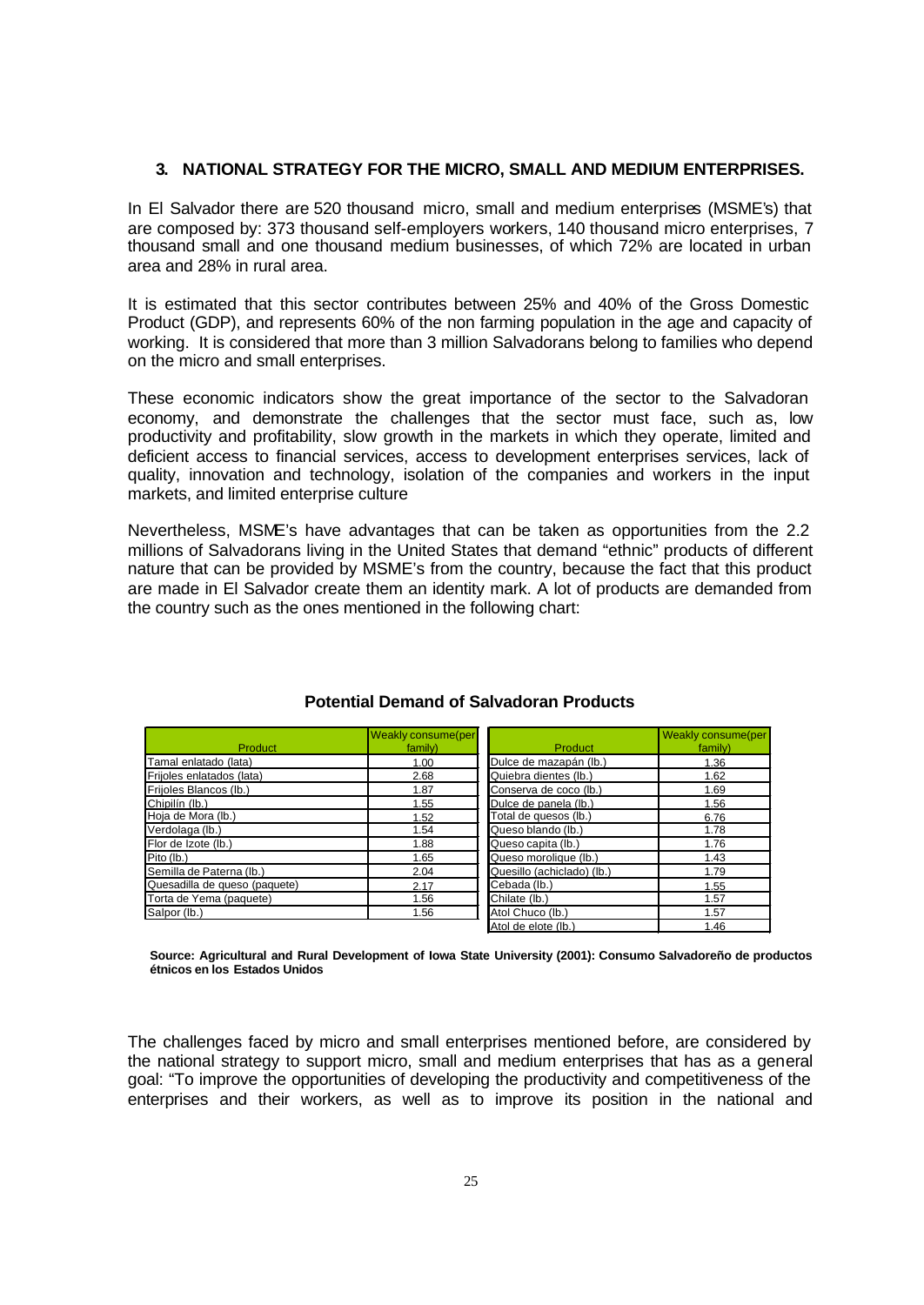## 3. NATIONAL STRATEGY FOR THE MICRO, SMALL AND MEDIUM ENTERPRISES.

In El Salvador there are 520 thousand micro, small and medium enterprises (MSME's) that are composed by: 373 thousand self-employers workers, 140 thousand micro enterprises, 7 thousand small and one thousand medium businesses, of which 72% are located in urban area and 28% in rural area.

It is estimated that this sector contributes between 25% and 40% of the Gross Domestic Product (GDP), and represents 60% of the non farming population in the age and capacity of working. It is considered that more than 3 million Salvadorans belong to families who depend on the micro and small enterprises.

These economic indicators show the great importance of the sector to the Salvadoran economy, and demonstrate the challenges that the sector must face, such as, low productivity and profitability, slow growth in the markets in which they operate, limited and deficient access to financial services, access to development enterprises services, lack of quality, innovation and technology, isolation of the companies and workers in the input markets, and limited enterprise culture

Nevertheless, MSME's have advantages that can be taken as opportunities from the 2.2 millions of Salvadorans living in the United States that demand "ethnic" products of different nature that can be provided by MSME's from the country, because the fact that this product are made in El Salvador create them an identity mark. A lot of products are demanded from the country such as the ones mentioned in the following chart:

**Potential Demand of Salvadoran Products**

| Product | Weakly consume(per family) | Product | Weakly consume(per family) |
|---|---|---|---|
| Tamal enlatado (lata) | 1.00 | Dulce de mazapán (lb.) | 1.36 |
| Frijoles enlatados (lata) | 2.68 | Quiebra dientes (lb.) | 1.62 |
| Frijoles Blancos (lb.) | 1.87 | Conserva de coco (lb.) | 1.69 |
| Chipilín (lb.) | 1.55 | Dulce de panela (lb.) | 1.56 |
| Hoja de Mora (lb.) | 1.52 | Total de quesos (lb.) | 6.76 |
| Verdolaga (lb.) | 1.54 | Queso blando (lb.) | 1.78 |
| Flor de Izote (lb.) | 1.88 | Queso capita (lb.) | 1.76 |
| Pito (lb.) | 1.65 | Queso morolique (lb.) | 1.43 |
| Semilla de Paterna (lb.) | 2.04 | Quesillo (achiclado) (lb.) | 1.79 |
| Quesadilla de queso (paquete) | 2.17 | Cebada (lb.) | 1.55 |
| Torta de Yema (paquete) | 1.56 | Chilate (lb.) | 1.57 |
| Salpor (lb.) | 1.56 | Atol Chuco (lb.) | 1.57 |
| | | Atol de elote (lb.) | 1.46 |

**Source: Agricultural and Rural Development of Iowa State University (2001): Consumo Salvadoreño de productos étnicos en los Estados Unidos**

The challenges faced by micro and small enterprises mentioned before, are considered by the national strategy to support micro, small and medium enterprises that has as a general goal: "To improve the opportunities of developing the productivity and competitiveness of the enterprises and their workers, as well as to improve its position in the national and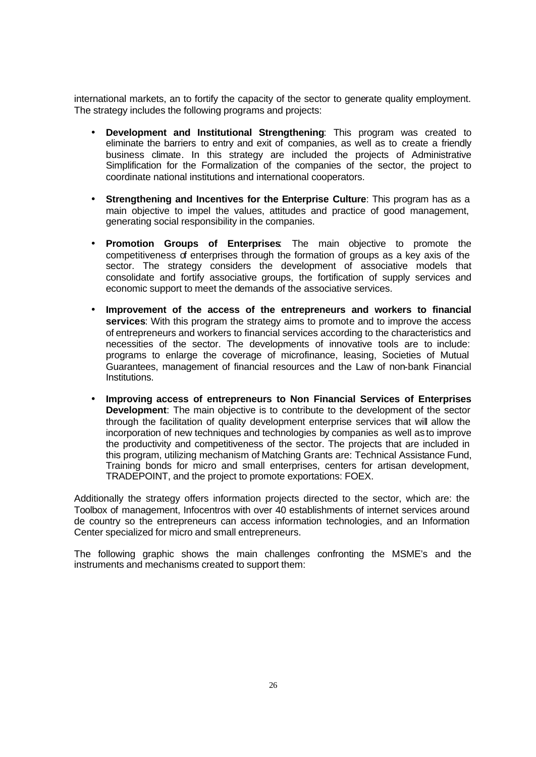international markets, an to fortify the capacity of the sector to generate quality employment. The strategy includes the following programs and projects:

- **Development and Institutional Strengthening**: This program was created to eliminate the barriers to entry and exit of companies, as well as to create a friendly business climate. In this strategy are included the projects of Administrative Simplification for the Formalization of the companies of the sector, the project to coordinate national institutions and international cooperators.

- **Strengthening and Incentives for the Enterprise Culture**: This program has as a main objective to impel the values, attitudes and practice of good management, generating social responsibility in the companies.

- **Promotion Groups of Enterprises**: The main objective to promote the competitiveness of enterprises through the formation of groups as a key axis of the sector. The strategy considers the development of associative models that consolidate and fortify associative groups, the fortification of supply services and economic support to meet the demands of the associative services.

- **Improvement of the access of the entrepreneurs and workers to financial services**: With this program the strategy aims to promote and to improve the access of entrepreneurs and workers to financial services according to the characteristics and necessities of the sector. The developments of innovative tools are to include: programs to enlarge the coverage of microfinance, leasing, Societies of Mutual Guarantees, management of financial resources and the Law of non-bank Financial Institutions.

- **Improving access of entrepreneurs to Non Financial Services of Enterprises Development**: The main objective is to contribute to the development of the sector through the facilitation of quality development enterprise services that will allow the incorporation of new techniques and technologies by companies as well as to improve the productivity and competitiveness of the sector. The projects that are included in this program, utilizing mechanism of Matching Grants are: Technical Assistance Fund, Training bonds for micro and small enterprises, centers for artisan development, TRADEPOINT, and the project to promote exportations: FOEX.

Additionally the strategy offers information projects directed to the sector, which are: the Toolbox of management, Infocentros with over 40 establishments of internet services around de country so the entrepreneurs can access information technologies, and an Information Center specialized for micro and small entrepreneurs.

The following graphic shows the main challenges confronting the MSME's and the instruments and mechanisms created to support them: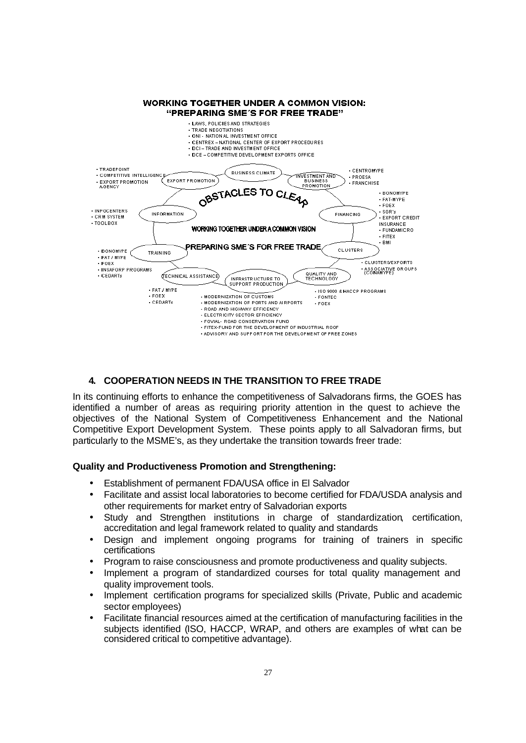**WORKING TOGETHER UNDER A COMMON VISION:**
**"PREPARING SME´S FOR FREE TRADE"**

- LAWS, POLICIES AND STRATEGIES
- TRADE NEGOTIATIONS
- ONI - NATIONAL INVESTMENT OFFICE
- CENTREX – NATIONAL CENTER OF EXPORT PROCEDURES
- DCI – TRADE AND INVESTMENT OFFICE
- DCE – COMPETITIVE DEVELOPMENT EXPORTS OFFICE

BUSINESS CLIMATE

INVESTMENT AND BUSINESS PROMOTION

- CENTROMYPE
- PROESA
- FRANCHISE

FINANCING

- BONOMYPE
- FAT-MYPE
- FOEX
- SGR's
- EXPORT CREDIT INSURANCE
- FUNDAMICRO
- FITEX
- BMI

CLUSTERS

- CLUSTERS/EXPORTS
- ASSOCIATIVE GROUPS (CONAMYPE)

QUALITY AND TECHNOLOGY

- ISO 9000 & HACCP PROGRAMS
- FONTEC
- FOEX

INFRASTRUCTURE TO SUPPORT PRODUCTION

- MODERNIZATION OF CUSTOMS
- MODERNIZATION OF PORTS AND AIRPORTS
- ROAD AND HIGHWAY EFFICENCY
- ELECTRICITY SECTOR EFFICIENCY
- FOVIAL- ROAD CONSERVATION FUND
- FITEX-FUND FOR THE DEVELOPMENT OF INDUSTRIAL ROOF
- ADVISORY AND SUPPORT FOR THE DEVELOPMENT OF FREE ZONES

TECHNICAL ASSISTANCE

- FAT / MYPE
- FOEX
- CEDARTs

TRAINING

- BONOMYPE
- FAT / MYPE
- FOEX
- INSAFORP PROGRAMS
- CEDARTs

INFORMATION

- INFOCENTERS
- CRM SYSTEM
- TOOLBOX

EXPORT PROMOTION

- TRADEPOINT
- COMPETITIVE INTELLIGENCE
- EXPORT PROMOTION AGENCY

OBSTACLES TO CLEAR

WORKING TOGETHER UNDER A COMMON VISION

PREPARING SME´S FOR FREE TRADE

## 4. COOPERATION NEEDS IN THE TRANSITION TO FREE TRADE

In its continuing efforts to enhance the competitiveness of Salvadorans firms, the GOES has identified a number of areas as requiring priority attention in the quest to achieve the objectives of the National System of Competitiveness Enhancement and the National Competitive Export Development System. These points apply to all Salvadoran firms, but particularly to the MSME's, as they undertake the transition towards freer trade:

**Quality and Productiveness Promotion and Strengthening:**

- Establishment of permanent FDA/USA office in El Salvador
- Facilitate and assist local laboratories to become certified for FDA/USDA analysis and other requirements for market entry of Salvadorian exports
- Study and Strengthen institutions in charge of standardization, certification, accreditation and legal framework related to quality and standards
- Design and implement ongoing programs for training of trainers in specific certifications
- Program to raise consciousness and promote productiveness and quality subjects.
- Implement a program of standardized courses for total quality management and quality improvement tools.
- Implement certification programs for specialized skills (Private, Public and academic sector employees)
- Facilitate financial resources aimed at the certification of manufacturing facilities in the subjects identified (ISO, HACCP, WRAP, and others are examples of what can be considered critical to competitive advantage).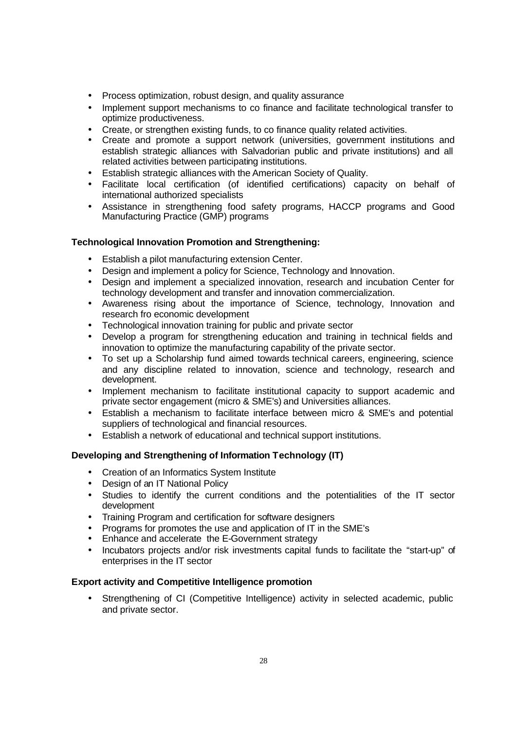- Process optimization, robust design, and quality assurance
- Implement support mechanisms to co finance and facilitate technological transfer to optimize productiveness.
- Create, or strengthen existing funds, to co finance quality related activities.
- Create and promote a support network (universities, government institutions and establish strategic alliances with Salvadorian public and private institutions) and all related activities between participating institutions.
- Establish strategic alliances with the American Society of Quality.
- Facilitate local certification (of identified certifications) capacity on behalf of international authorized specialists
- Assistance in strengthening food safety programs, HACCP programs and Good Manufacturing Practice (GMP) programs

**Technological Innovation Promotion and Strengthening:**

- Establish a pilot manufacturing extension Center.
- Design and implement a policy for Science, Technology and Innovation.
- Design and implement a specialized innovation, research and incubation Center for technology development and transfer and innovation commercialization.
- Awareness rising about the importance of Science, technology, Innovation and research fro economic development
- Technological innovation training for public and private sector
- Develop a program for strengthening education and training in technical fields and innovation to optimize the manufacturing capability of the private sector.
- To set up a Scholarship fund aimed towards technical careers, engineering, science and any discipline related to innovation, science and technology, research and development.
- Implement mechanism to facilitate institutional capacity to support academic and private sector engagement (micro & SME's) and Universities alliances.
- Establish a mechanism to facilitate interface between micro & SME's and potential suppliers of technological and financial resources.
- Establish a network of educational and technical support institutions.

**Developing and Strengthening of Information Technology (IT)**

- Creation of an Informatics System Institute
- Design of an IT National Policy
- Studies to identify the current conditions and the potentialities of the IT sector development
- Training Program and certification for software designers
- Programs for promotes the use and application of IT in the SME's
- Enhance and accelerate the E-Government strategy
- Incubators projects and/or risk investments capital funds to facilitate the "start-up" of enterprises in the IT sector

**Export activity and Competitive Intelligence promotion**

- Strengthening of CI (Competitive Intelligence) activity in selected academic, public and private sector.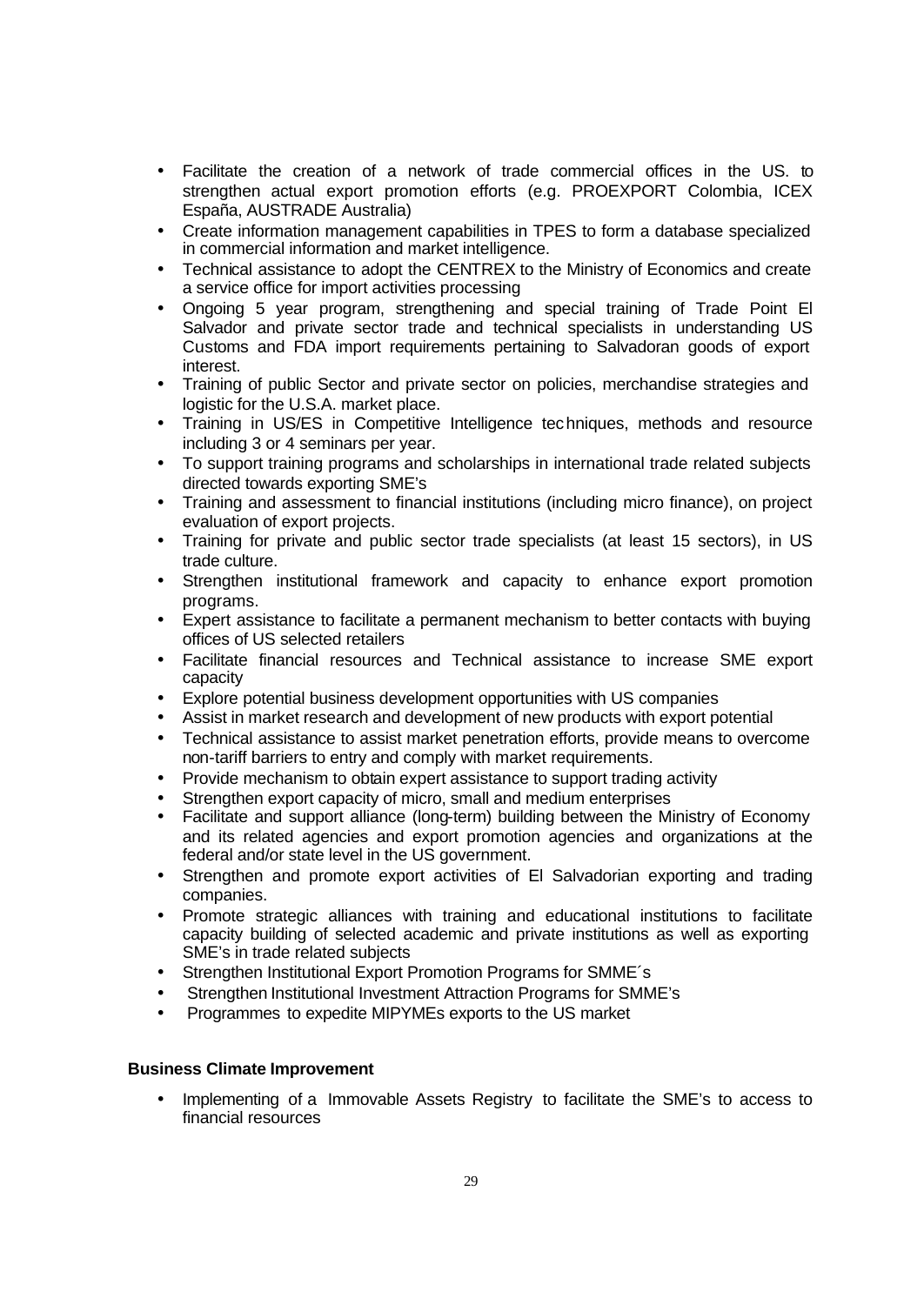- Facilitate the creation of a network of trade commercial offices in the US. to strengthen actual export promotion efforts (e.g. PROEXPORT Colombia, ICEX España, AUSTRADE Australia)
- Create information management capabilities in TPES to form a database specialized in commercial information and market intelligence.
- Technical assistance to adopt the CENTREX to the Ministry of Economics and create a service office for import activities processing
- Ongoing 5 year program, strengthening and special training of Trade Point El Salvador and private sector trade and technical specialists in understanding US Customs and FDA import requirements pertaining to Salvadoran goods of export interest.
- Training of public Sector and private sector on policies, merchandise strategies and logistic for the U.S.A. market place.
- Training in US/ES in Competitive Intelligence techniques, methods and resource including 3 or 4 seminars per year.
- To support training programs and scholarships in international trade related subjects directed towards exporting SME's
- Training and assessment to financial institutions (including micro finance), on project evaluation of export projects.
- Training for private and public sector trade specialists (at least 15 sectors), in US trade culture.
- Strengthen institutional framework and capacity to enhance export promotion programs.
- Expert assistance to facilitate a permanent mechanism to better contacts with buying offices of US selected retailers
- Facilitate financial resources and Technical assistance to increase SME export capacity
- Explore potential business development opportunities with US companies
- Assist in market research and development of new products with export potential
- Technical assistance to assist market penetration efforts, provide means to overcome non-tariff barriers to entry and comply with market requirements.
- Provide mechanism to obtain expert assistance to support trading activity
- Strengthen export capacity of micro, small and medium enterprises
- Facilitate and support alliance (long-term) building between the Ministry of Economy and its related agencies and export promotion agencies and organizations at the federal and/or state level in the US government.
- Strengthen and promote export activities of El Salvadorian exporting and trading companies.
- Promote strategic alliances with training and educational institutions to facilitate capacity building of selected academic and private institutions as well as exporting SME's in trade related subjects
- Strengthen Institutional Export Promotion Programs for SMME´s
- Strengthen Institutional Investment Attraction Programs for SMME's
- Programmes to expedite MIPYMEs exports to the US market

**Business Climate Improvement**

- Implementing of a Immovable Assets Registry to facilitate the SME's to access to financial resources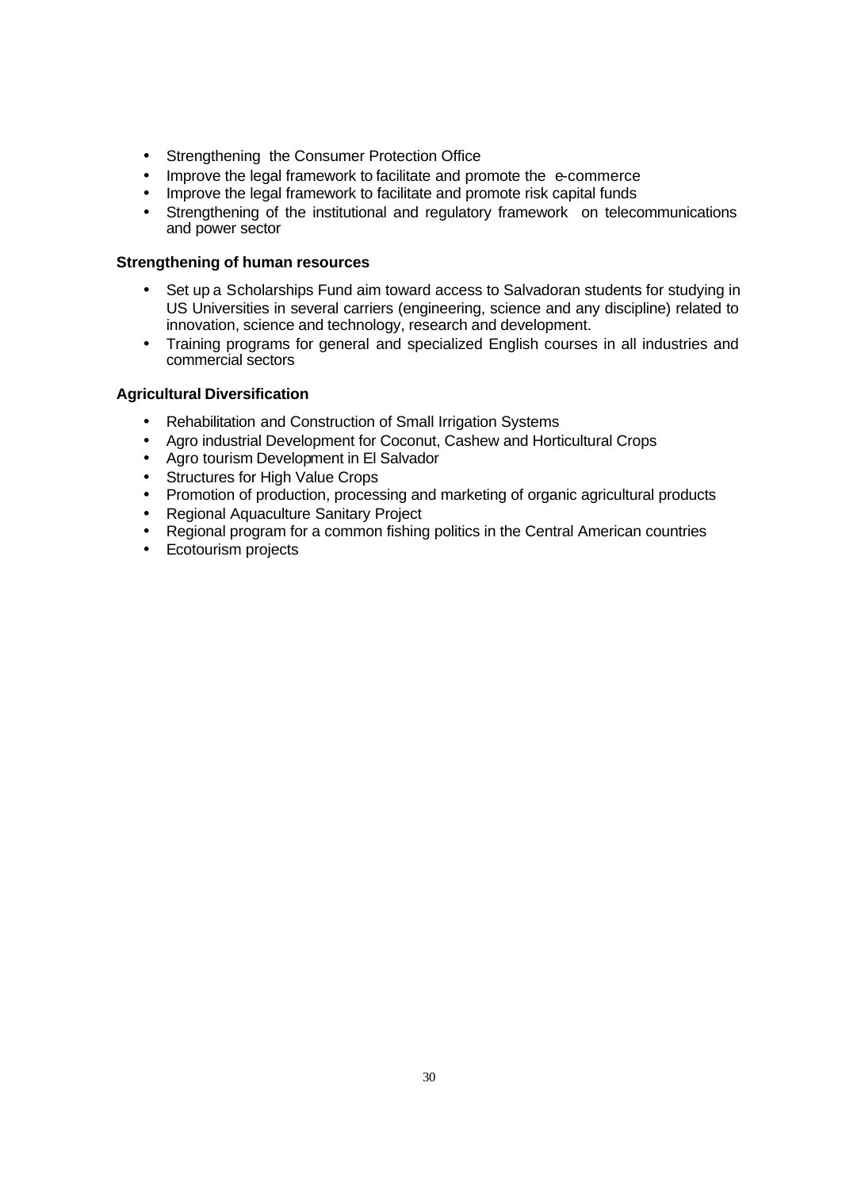- Strengthening the Consumer Protection Office
- Improve the legal framework to facilitate and promote the e-commerce
- Improve the legal framework to facilitate and promote risk capital funds
- Strengthening of the institutional and regulatory framework on telecommunications and power sector

**Strengthening of human resources**

- Set up a Scholarships Fund aim toward access to Salvadoran students for studying in US Universities in several carriers (engineering, science and any discipline) related to innovation, science and technology, research and development.
- Training programs for general and specialized English courses in all industries and commercial sectors

**Agricultural Diversification**

- Rehabilitation and Construction of Small Irrigation Systems
- Agro industrial Development for Coconut, Cashew and Horticultural Crops
- Agro tourism Development in El Salvador
- Structures for High Value Crops
- Promotion of production, processing and marketing of organic agricultural products
- Regional Aquaculture Sanitary Project
- Regional program for a common fishing politics in the Central American countries
- Ecotourism projects